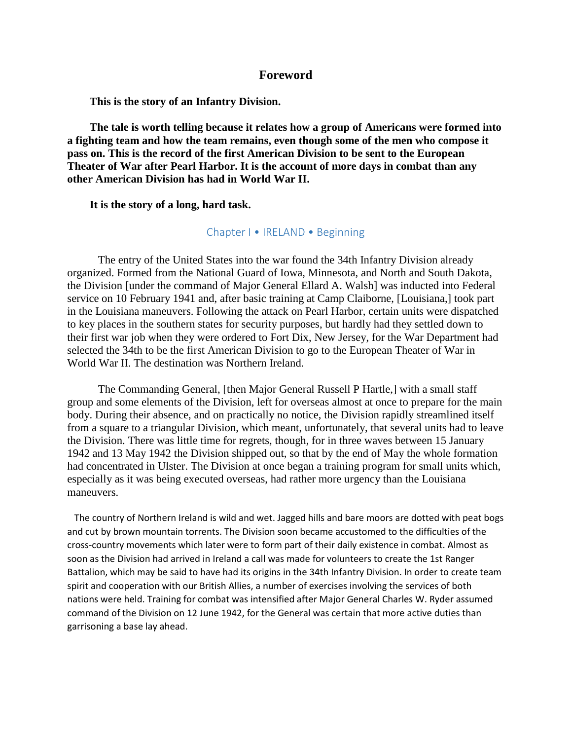# Foreword

**This is the story of an Infantry Division.**

**The tale is worth telling because it relates how a group of Americans were formed into a fighting team and how the team remains, even though some of the men who compose it pass on. This is the record of the first American Division to be sent to the European Theater of War after Pearl Harbor. It is the account of more days in combat than any other American Division has had in World War II.**

**It is the story of a long, hard task.**

## Chapter I • IRELAND • Beginning

The entry of the United States into the war found the 34th Infantry Division already organized. Formed from the National Guard of Iowa, Minnesota, and North and South Dakota, the Division [under the command of Major General Ellard A. Walsh] was inducted into Federal service on 10 February 1941 and, after basic training at Camp Claiborne, [Louisiana,] took part in the Louisiana maneuvers. Following the attack on Pearl Harbor, certain units were dispatched to key places in the southern states for security purposes, but hardly had they settled down to their first war job when they were ordered to Fort Dix, New Jersey, for the War Department had selected the 34th to be the first American Division to go to the European Theater of War in World War II. The destination was Northern Ireland.

The Commanding General, [then Major General Russell P Hartle,] with a small staff group and some elements of the Division, left for overseas almost at once to prepare for the main body. During their absence, and on practically no notice, the Division rapidly streamlined itself from a square to a triangular Division, which meant, unfortunately, that several units had to leave the Division. There was little time for regrets, though, for in three waves between 15 January 1942 and 13 May 1942 the Division shipped out, so that by the end of May the whole formation had concentrated in Ulster. The Division at once began a training program for small units which, especially as it was being executed overseas, had rather more urgency than the Louisiana maneuvers.

The country of Northern Ireland is wild and wet. Jagged hills and bare moors are dotted with peat bogs and cut by brown mountain torrents. The Division soon became accustomed to the difficulties of the cross-country movements which later were to form part of their daily existence in combat. Almost as soon as the Division had arrived in Ireland a call was made for volunteers to create the 1st Ranger Battalion, which may be said to have had its origins in the 34th Infantry Division. In order to create team spirit and cooperation with our British Allies, a number of exercises involving the services of both nations were held. Training for combat was intensified after Major General Charles W. Ryder assumed command of the Division on 12 June 1942, for the General was certain that more active duties than garrisoning a base lay ahead.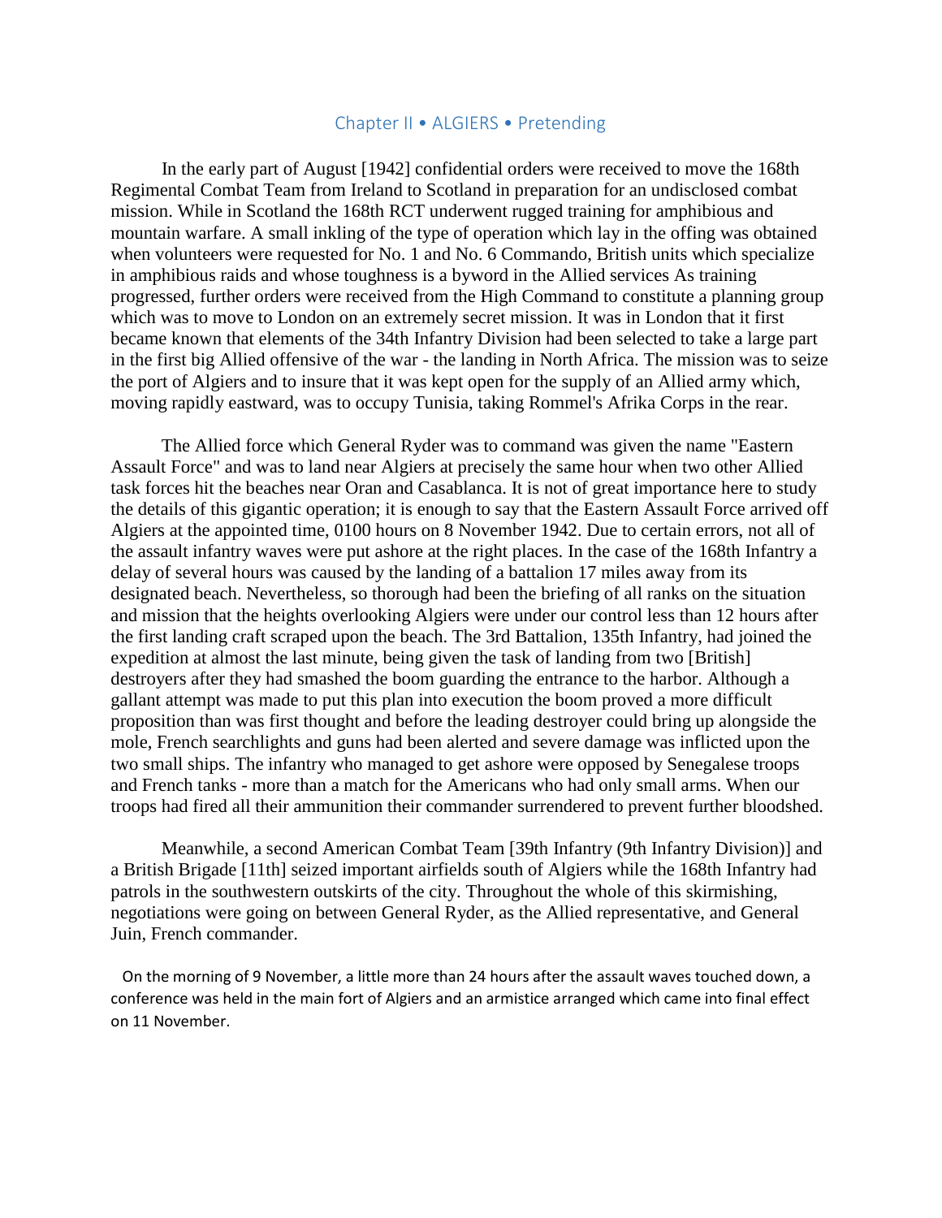## Chapter II • ALGIERS • Pretending

In the early part of August [1942] confidential orders were received to move the 168th Regimental Combat Team from Ireland to Scotland in preparation for an undisclosed combat mission. While in Scotland the 168th RCT underwent rugged training for amphibious and mountain warfare. A small inkling of the type of operation which lay in the offing was obtained when volunteers were requested for No. 1 and No. 6 Commando, British units which specialize in amphibious raids and whose toughness is a byword in the Allied services As training progressed, further orders were received from the High Command to constitute a planning group which was to move to London on an extremely secret mission. It was in London that it first became known that elements of the 34th Infantry Division had been selected to take a large part in the first big Allied offensive of the war - the landing in North Africa. The mission was to seize the port of Algiers and to insure that it was kept open for the supply of an Allied army which, moving rapidly eastward, was to occupy Tunisia, taking Rommel's Afrika Corps in the rear.

The Allied force which General Ryder was to command was given the name "Eastern Assault Force" and was to land near Algiers at precisely the same hour when two other Allied task forces hit the beaches near Oran and Casablanca. It is not of great importance here to study the details of this gigantic operation; it is enough to say that the Eastern Assault Force arrived off Algiers at the appointed time, 0100 hours on 8 November 1942. Due to certain errors, not all of the assault infantry waves were put ashore at the right places. In the case of the 168th Infantry a delay of several hours was caused by the landing of a battalion 17 miles away from its designated beach. Nevertheless, so thorough had been the briefing of all ranks on the situation and mission that the heights overlooking Algiers were under our control less than 12 hours after the first landing craft scraped upon the beach. The 3rd Battalion, 135th Infantry, had joined the expedition at almost the last minute, being given the task of landing from two [British] destroyers after they had smashed the boom guarding the entrance to the harbor. Although a gallant attempt was made to put this plan into execution the boom proved a more difficult proposition than was first thought and before the leading destroyer could bring up alongside the mole, French searchlights and guns had been alerted and severe damage was inflicted upon the two small ships. The infantry who managed to get ashore were opposed by Senegalese troops and French tanks - more than a match for the Americans who had only small arms. When our troops had fired all their ammunition their commander surrendered to prevent further bloodshed.

Meanwhile, a second American Combat Team [39th Infantry (9th Infantry Division)] and a British Brigade [11th] seized important airfields south of Algiers while the 168th Infantry had patrols in the southwestern outskirts of the city. Throughout the whole of this skirmishing, negotiations were going on between General Ryder, as the Allied representative, and General Juin, French commander.

On the morning of 9 November, a little more than 24 hours after the assault waves touched down, a conference was held in the main fort of Algiers and an armistice arranged which came into final effect on 11 November.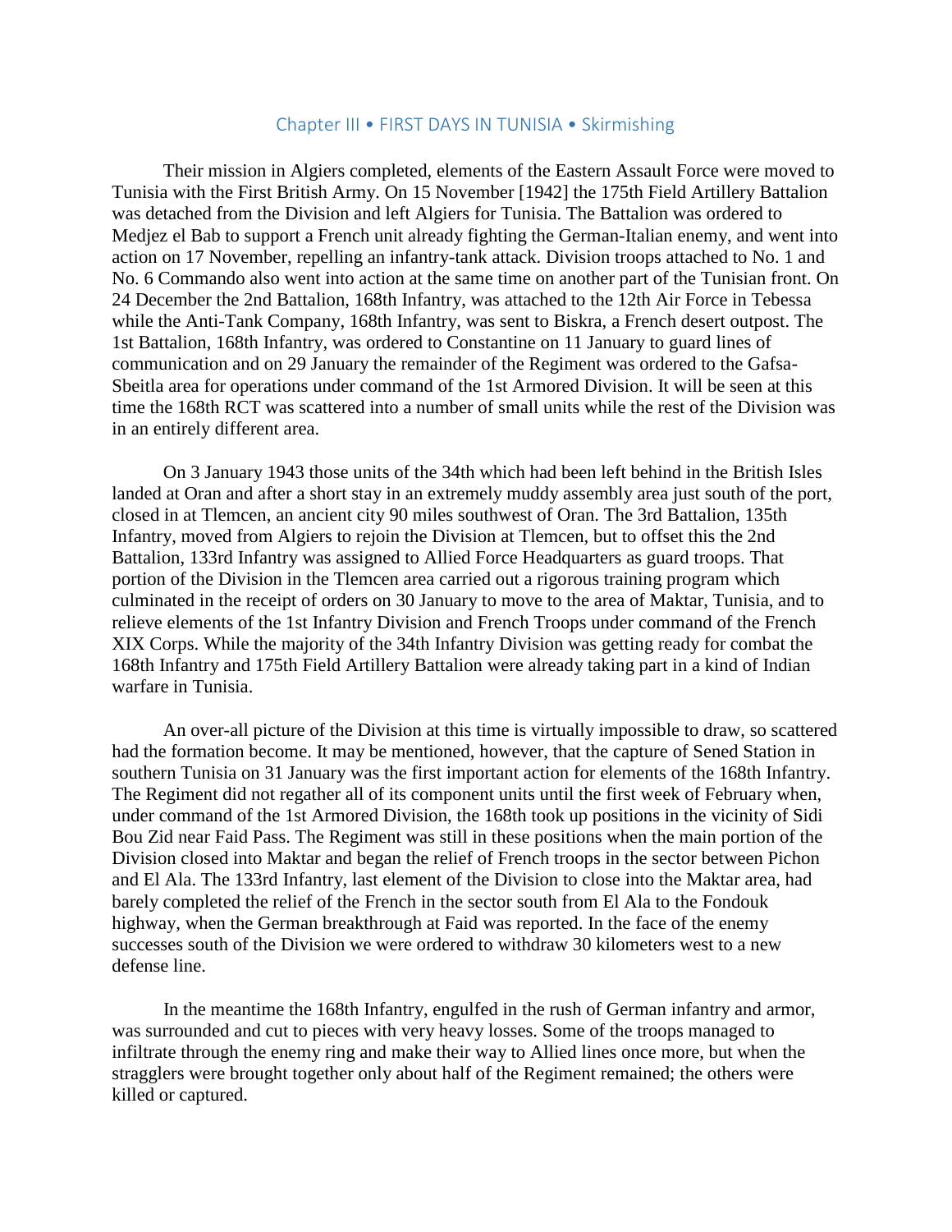## Chapter III • FIRST DAYS IN TUNISIA • Skirmishing

Their mission in Algiers completed, elements of the Eastern Assault Force were moved to Tunisia with the First British Army. On 15 November [1942] the 175th Field Artillery Battalion was detached from the Division and left Algiers for Tunisia. The Battalion was ordered to Medjez el Bab to support a French unit already fighting the German-Italian enemy, and went into action on 17 November, repelling an infantry-tank attack. Division troops attached to No. 1 and No. 6 Commando also went into action at the same time on another part of the Tunisian front. On 24 December the 2nd Battalion, 168th Infantry, was attached to the 12th Air Force in Tebessa while the Anti-Tank Company, 168th Infantry, was sent to Biskra, a French desert outpost. The 1st Battalion, 168th Infantry, was ordered to Constantine on 11 January to guard lines of communication and on 29 January the remainder of the Regiment was ordered to the Gafsa-Sbeitla area for operations under command of the 1st Armored Division. It will be seen at this time the 168th RCT was scattered into a number of small units while the rest of the Division was in an entirely different area.

On 3 January 1943 those units of the 34th which had been left behind in the British Isles landed at Oran and after a short stay in an extremely muddy assembly area just south of the port, closed in at Tlemcen, an ancient city 90 miles southwest of Oran. The 3rd Battalion, 135th Infantry, moved from Algiers to rejoin the Division at Tlemcen, but to offset this the 2nd Battalion, 133rd Infantry was assigned to Allied Force Headquarters as guard troops. That portion of the Division in the Tlemcen area carried out a rigorous training program which culminated in the receipt of orders on 30 January to move to the area of Maktar, Tunisia, and to relieve elements of the 1st Infantry Division and French Troops under command of the French XIX Corps. While the majority of the 34th Infantry Division was getting ready for combat the 168th Infantry and 175th Field Artillery Battalion were already taking part in a kind of Indian warfare in Tunisia.

An over-all picture of the Division at this time is virtually impossible to draw, so scattered had the formation become. It may be mentioned, however, that the capture of Sened Station in southern Tunisia on 31 January was the first important action for elements of the 168th Infantry. The Regiment did not regather all of its component units until the first week of February when, under command of the 1st Armored Division, the 168th took up positions in the vicinity of Sidi Bou Zid near Faid Pass. The Regiment was still in these positions when the main portion of the Division closed into Maktar and began the relief of French troops in the sector between Pichon and El Ala. The 133rd Infantry, last element of the Division to close into the Maktar area, had barely completed the relief of the French in the sector south from El Ala to the Fondouk highway, when the German breakthrough at Faid was reported. In the face of the enemy successes south of the Division we were ordered to withdraw 30 kilometers west to a new defense line.

In the meantime the 168th Infantry, engulfed in the rush of German infantry and armor, was surrounded and cut to pieces with very heavy losses. Some of the troops managed to infiltrate through the enemy ring and make their way to Allied lines once more, but when the stragglers were brought together only about half of the Regiment remained; the others were killed or captured.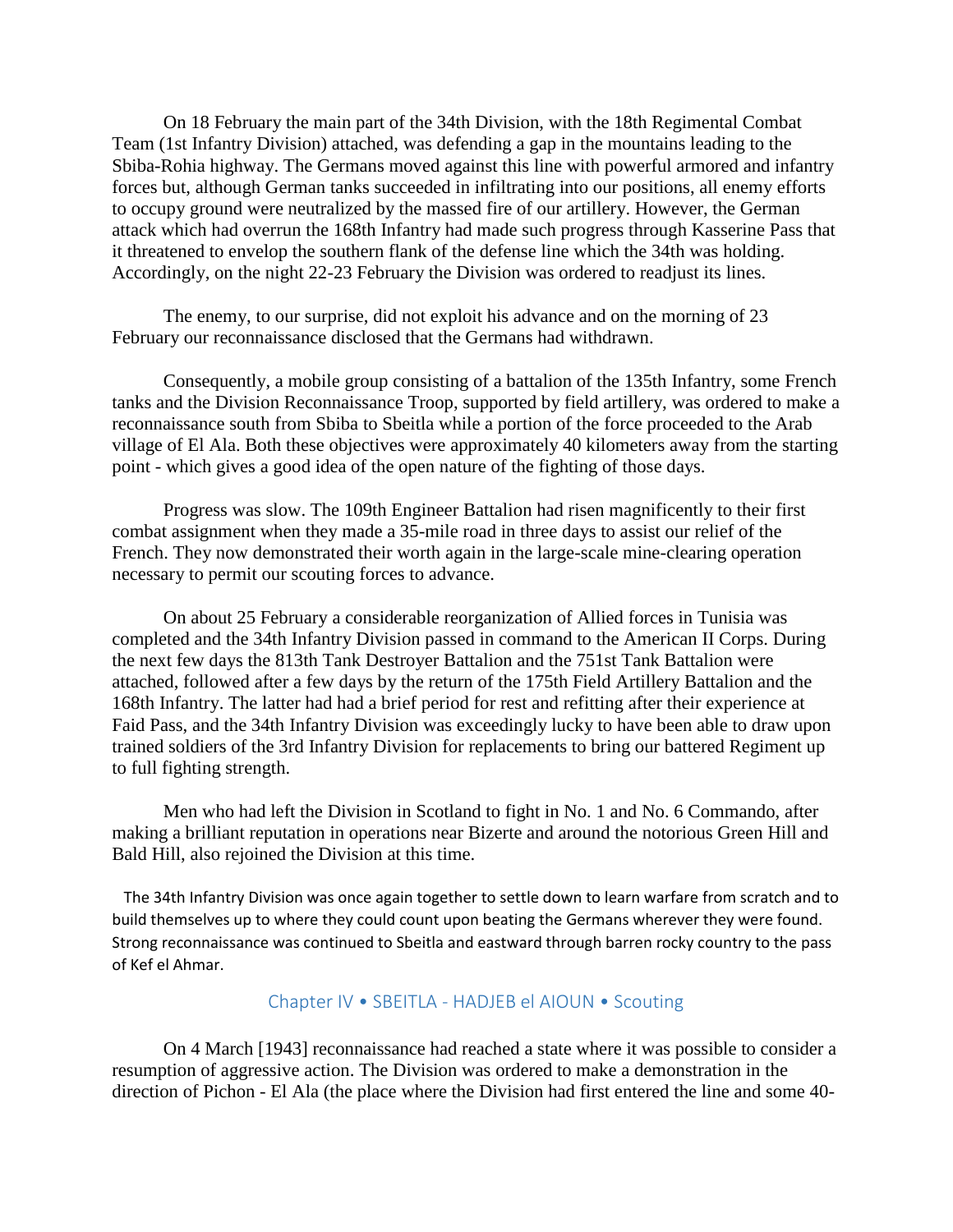On 18 February the main part of the 34th Division, with the 18th Regimental Combat Team (1st Infantry Division) attached, was defending a gap in the mountains leading to the Sbiba-Rohia highway. The Germans moved against this line with powerful armored and infantry forces but, although German tanks succeeded in infiltrating into our positions, all enemy efforts to occupy ground were neutralized by the massed fire of our artillery. However, the German attack which had overrun the 168th Infantry had made such progress through Kasserine Pass that it threatened to envelop the southern flank of the defense line which the 34th was holding. Accordingly, on the night 22-23 February the Division was ordered to readjust its lines.

The enemy, to our surprise, did not exploit his advance and on the morning of 23 February our reconnaissance disclosed that the Germans had withdrawn.

Consequently, a mobile group consisting of a battalion of the 135th Infantry, some French tanks and the Division Reconnaissance Troop, supported by field artillery, was ordered to make a reconnaissance south from Sbiba to Sbeitla while a portion of the force proceeded to the Arab village of El Ala. Both these objectives were approximately 40 kilometers away from the starting point - which gives a good idea of the open nature of the fighting of those days.

Progress was slow. The 109th Engineer Battalion had risen magnificently to their first combat assignment when they made a 35-mile road in three days to assist our relief of the French. They now demonstrated their worth again in the large-scale mine-clearing operation necessary to permit our scouting forces to advance.

On about 25 February a considerable reorganization of Allied forces in Tunisia was completed and the 34th Infantry Division passed in command to the American II Corps. During the next few days the 813th Tank Destroyer Battalion and the 751st Tank Battalion were attached, followed after a few days by the return of the 175th Field Artillery Battalion and the 168th Infantry. The latter had had a brief period for rest and refitting after their experience at Faid Pass, and the 34th Infantry Division was exceedingly lucky to have been able to draw upon trained soldiers of the 3rd Infantry Division for replacements to bring our battered Regiment up to full fighting strength.

Men who had left the Division in Scotland to fight in No. 1 and No. 6 Commando, after making a brilliant reputation in operations near Bizerte and around the notorious Green Hill and Bald Hill, also rejoined the Division at this time.

The 34th Infantry Division was once again together to settle down to learn warfare from scratch and to build themselves up to where they could count upon beating the Germans wherever they were found. Strong reconnaissance was continued to Sbeitla and eastward through barren rocky country to the pass of Kef el Ahmar.

## Chapter IV • SBEITLA - HADJEB el AIOUN • Scouting

On 4 March [1943] reconnaissance had reached a state where it was possible to consider a resumption of aggressive action. The Division was ordered to make a demonstration in the direction of Pichon - El Ala (the place where the Division had first entered the line and some 40-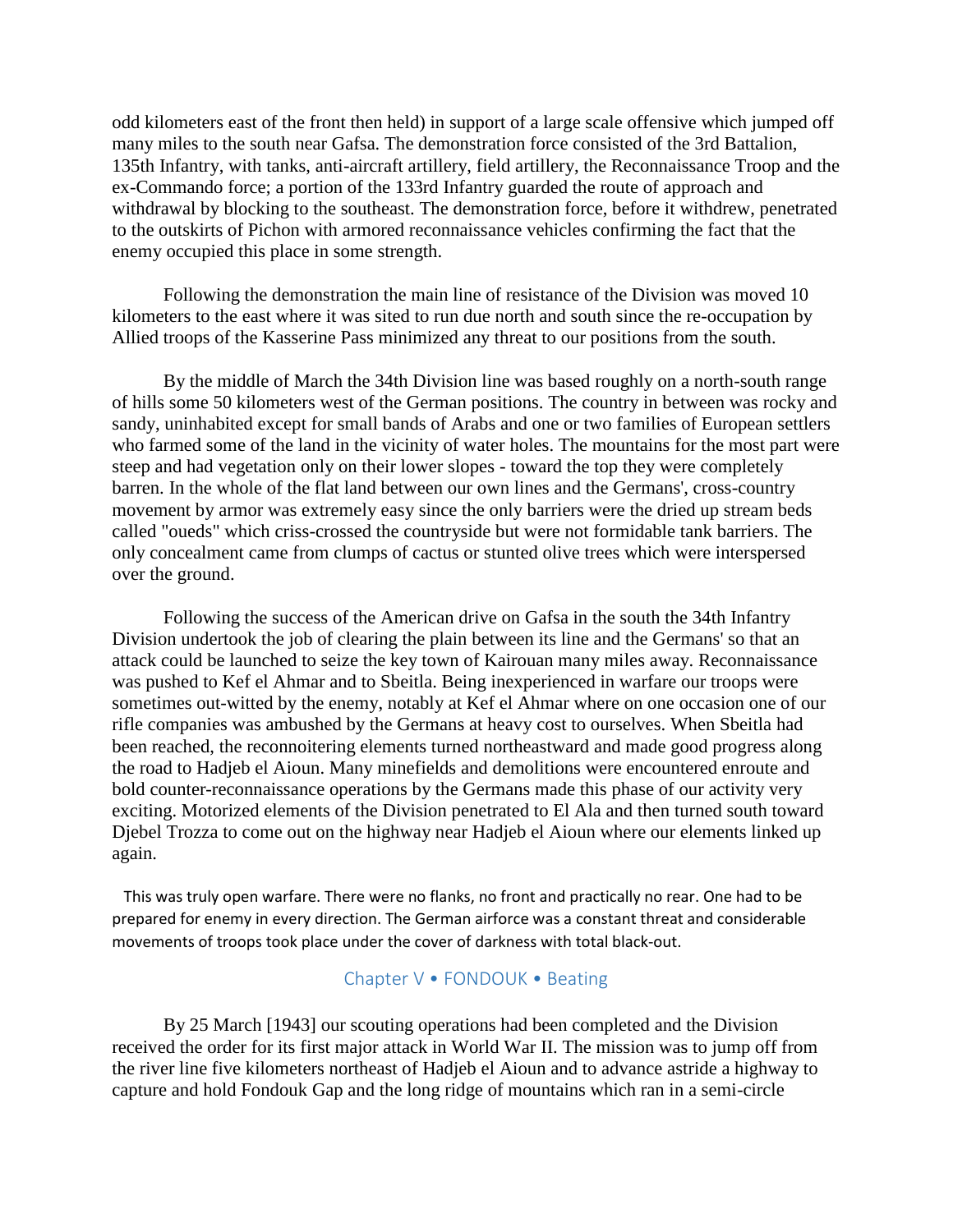odd kilometers east of the front then held) in support of a large scale offensive which jumped off many miles to the south near Gafsa. The demonstration force consisted of the 3rd Battalion, 135th Infantry, with tanks, anti-aircraft artillery, field artillery, the Reconnaissance Troop and the ex-Commando force; a portion of the 133rd Infantry guarded the route of approach and withdrawal by blocking to the southeast. The demonstration force, before it withdrew, penetrated to the outskirts of Pichon with armored reconnaissance vehicles confirming the fact that the enemy occupied this place in some strength.

Following the demonstration the main line of resistance of the Division was moved 10 kilometers to the east where it was sited to run due north and south since the re-occupation by Allied troops of the Kasserine Pass minimized any threat to our positions from the south.

By the middle of March the 34th Division line was based roughly on a north-south range of hills some 50 kilometers west of the German positions. The country in between was rocky and sandy, uninhabited except for small bands of Arabs and one or two families of European settlers who farmed some of the land in the vicinity of water holes. The mountains for the most part were steep and had vegetation only on their lower slopes - toward the top they were completely barren. In the whole of the flat land between our own lines and the Germans', cross-country movement by armor was extremely easy since the only barriers were the dried up stream beds called "oueds" which criss-crossed the countryside but were not formidable tank barriers. The only concealment came from clumps of cactus or stunted olive trees which were interspersed over the ground.

Following the success of the American drive on Gafsa in the south the 34th Infantry Division undertook the job of clearing the plain between its line and the Germans' so that an attack could be launched to seize the key town of Kairouan many miles away. Reconnaissance was pushed to Kef el Ahmar and to Sbeitla. Being inexperienced in warfare our troops were sometimes out-witted by the enemy, notably at Kef el Ahmar where on one occasion one of our rifle companies was ambushed by the Germans at heavy cost to ourselves. When Sbeitla had been reached, the reconnoitering elements turned northeastward and made good progress along the road to Hadjeb el Aioun. Many minefields and demolitions were encountered enroute and bold counter-reconnaissance operations by the Germans made this phase of our activity very exciting. Motorized elements of the Division penetrated to El Ala and then turned south toward Djebel Trozza to come out on the highway near Hadjeb el Aioun where our elements linked up again.

This was truly open warfare. There were no flanks, no front and practically no rear. One had to be prepared for enemy in every direction. The German airforce was a constant threat and considerable movements of troops took place under the cover of darkness with total black-out.

## Chapter V • FONDOUK • Beating

By 25 March [1943] our scouting operations had been completed and the Division received the order for its first major attack in World War II. The mission was to jump off from the river line five kilometers northeast of Hadjeb el Aioun and to advance astride a highway to capture and hold Fondouk Gap and the long ridge of mountains which ran in a semi-circle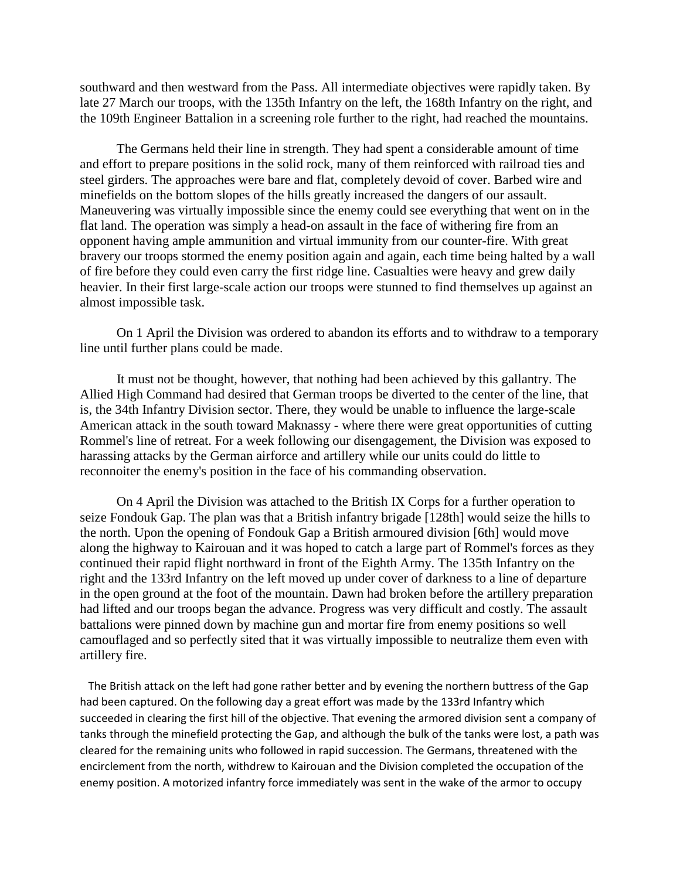southward and then westward from the Pass. All intermediate objectives were rapidly taken. By late 27 March our troops, with the 135th Infantry on the left, the 168th Infantry on the right, and the 109th Engineer Battalion in a screening role further to the right, had reached the mountains.

The Germans held their line in strength. They had spent a considerable amount of time and effort to prepare positions in the solid rock, many of them reinforced with railroad ties and steel girders. The approaches were bare and flat, completely devoid of cover. Barbed wire and minefields on the bottom slopes of the hills greatly increased the dangers of our assault. Maneuvering was virtually impossible since the enemy could see everything that went on in the flat land. The operation was simply a head-on assault in the face of withering fire from an opponent having ample ammunition and virtual immunity from our counter-fire. With great bravery our troops stormed the enemy position again and again, each time being halted by a wall of fire before they could even carry the first ridge line. Casualties were heavy and grew daily heavier. In their first large-scale action our troops were stunned to find themselves up against an almost impossible task.

On 1 April the Division was ordered to abandon its efforts and to withdraw to a temporary line until further plans could be made.

It must not be thought, however, that nothing had been achieved by this gallantry. The Allied High Command had desired that German troops be diverted to the center of the line, that is, the 34th Infantry Division sector. There, they would be unable to influence the large-scale American attack in the south toward Maknassy - where there were great opportunities of cutting Rommel's line of retreat. For a week following our disengagement, the Division was exposed to harassing attacks by the German airforce and artillery while our units could do little to reconnoiter the enemy's position in the face of his commanding observation.

On 4 April the Division was attached to the British IX Corps for a further operation to seize Fondouk Gap. The plan was that a British infantry brigade [128th] would seize the hills to the north. Upon the opening of Fondouk Gap a British armoured division [6th] would move along the highway to Kairouan and it was hoped to catch a large part of Rommel's forces as they continued their rapid flight northward in front of the Eighth Army. The 135th Infantry on the right and the 133rd Infantry on the left moved up under cover of darkness to a line of departure in the open ground at the foot of the mountain. Dawn had broken before the artillery preparation had lifted and our troops began the advance. Progress was very difficult and costly. The assault battalions were pinned down by machine gun and mortar fire from enemy positions so well camouflaged and so perfectly sited that it was virtually impossible to neutralize them even with artillery fire.

The British attack on the left had gone rather better and by evening the northern buttress of the Gap had been captured. On the following day a great effort was made by the 133rd Infantry which succeeded in clearing the first hill of the objective. That evening the armored division sent a company of tanks through the minefield protecting the Gap, and although the bulk of the tanks were lost, a path was cleared for the remaining units who followed in rapid succession. The Germans, threatened with the encirclement from the north, withdrew to Kairouan and the Division completed the occupation of the enemy position. A motorized infantry force immediately was sent in the wake of the armor to occupy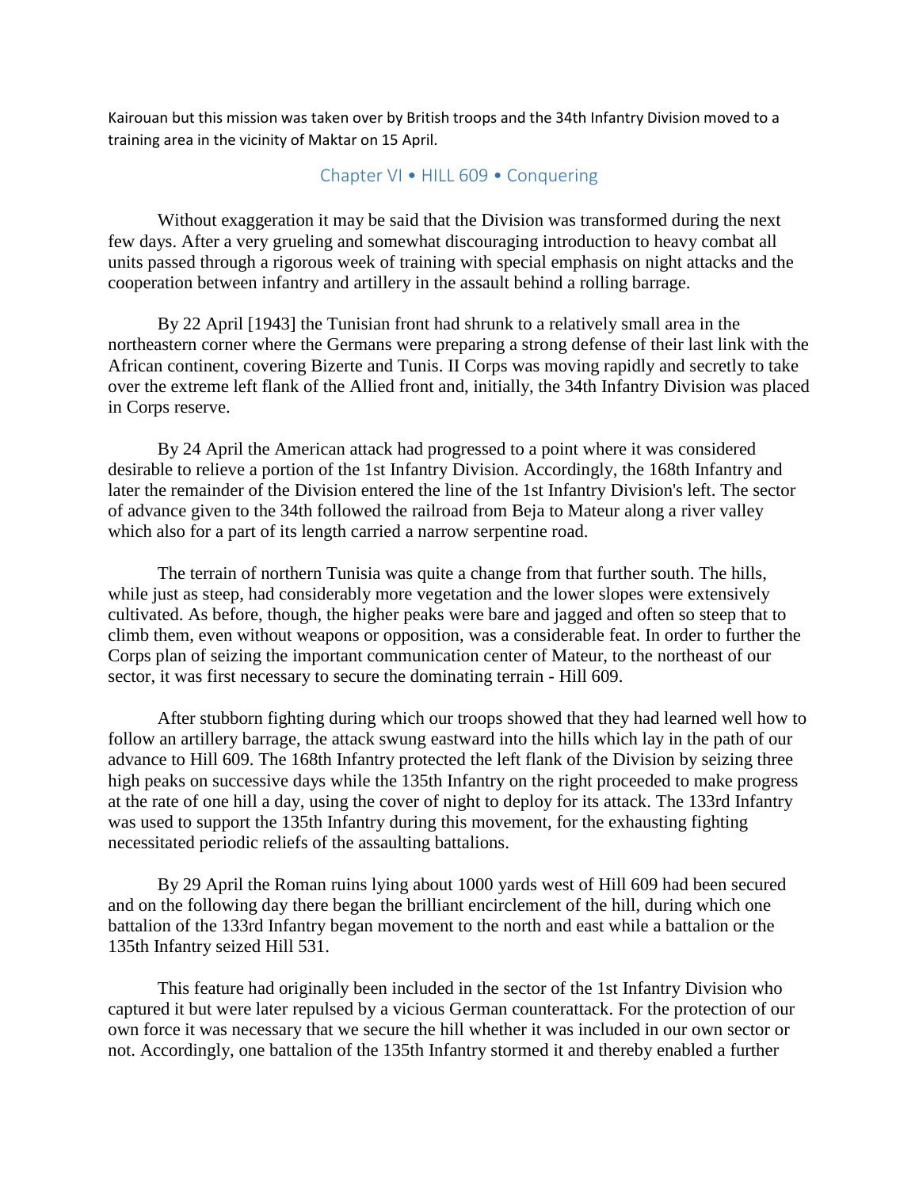Kairouan but this mission was taken over by British troops and the 34th Infantry Division moved to a training area in the vicinity of Maktar on 15 April.

## Chapter VI • HILL 609 • Conquering

Without exaggeration it may be said that the Division was transformed during the next few days. After a very grueling and somewhat discouraging introduction to heavy combat all units passed through a rigorous week of training with special emphasis on night attacks and the cooperation between infantry and artillery in the assault behind a rolling barrage.

By 22 April [1943] the Tunisian front had shrunk to a relatively small area in the northeastern corner where the Germans were preparing a strong defense of their last link with the African continent, covering Bizerte and Tunis. II Corps was moving rapidly and secretly to take over the extreme left flank of the Allied front and, initially, the 34th Infantry Division was placed in Corps reserve.

By 24 April the American attack had progressed to a point where it was considered desirable to relieve a portion of the 1st Infantry Division. Accordingly, the 168th Infantry and later the remainder of the Division entered the line of the 1st Infantry Division's left. The sector of advance given to the 34th followed the railroad from Beja to Mateur along a river valley which also for a part of its length carried a narrow serpentine road.

The terrain of northern Tunisia was quite a change from that further south. The hills, while just as steep, had considerably more vegetation and the lower slopes were extensively cultivated. As before, though, the higher peaks were bare and jagged and often so steep that to climb them, even without weapons or opposition, was a considerable feat. In order to further the Corps plan of seizing the important communication center of Mateur, to the northeast of our sector, it was first necessary to secure the dominating terrain - Hill 609.

After stubborn fighting during which our troops showed that they had learned well how to follow an artillery barrage, the attack swung eastward into the hills which lay in the path of our advance to Hill 609. The 168th Infantry protected the left flank of the Division by seizing three high peaks on successive days while the 135th Infantry on the right proceeded to make progress at the rate of one hill a day, using the cover of night to deploy for its attack. The 133rd Infantry was used to support the 135th Infantry during this movement, for the exhausting fighting necessitated periodic reliefs of the assaulting battalions.

By 29 April the Roman ruins lying about 1000 yards west of Hill 609 had been secured and on the following day there began the brilliant encirclement of the hill, during which one battalion of the 133rd Infantry began movement to the north and east while a battalion or the 135th Infantry seized Hill 531.

This feature had originally been included in the sector of the 1st Infantry Division who captured it but were later repulsed by a vicious German counterattack. For the protection of our own force it was necessary that we secure the hill whether it was included in our own sector or not. Accordingly, one battalion of the 135th Infantry stormed it and thereby enabled a further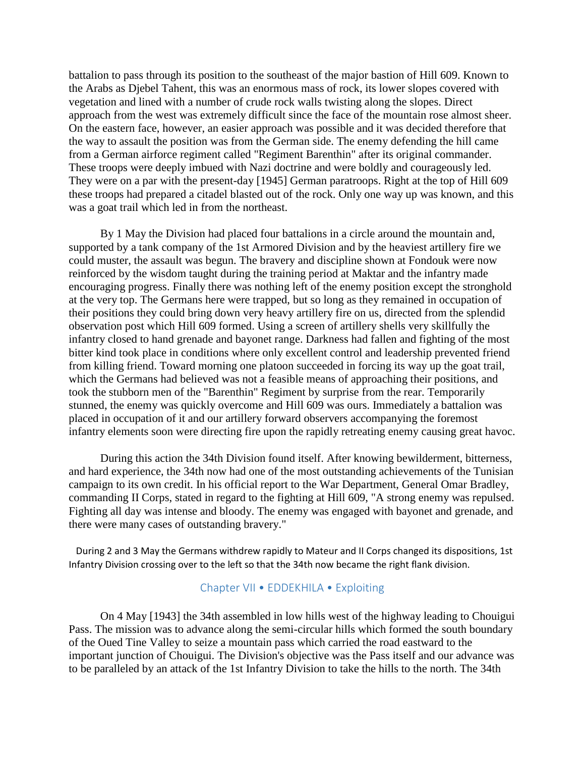battalion to pass through its position to the southeast of the major bastion of Hill 609. Known to the Arabs as Djebel Tahent, this was an enormous mass of rock, its lower slopes covered with vegetation and lined with a number of crude rock walls twisting along the slopes. Direct approach from the west was extremely difficult since the face of the mountain rose almost sheer. On the eastern face, however, an easier approach was possible and it was decided therefore that the way to assault the position was from the German side. The enemy defending the hill came from a German airforce regiment called "Regiment Barenthin" after its original commander. These troops were deeply imbued with Nazi doctrine and were boldly and courageously led. They were on a par with the present-day [1945] German paratroops. Right at the top of Hill 609 these troops had prepared a citadel blasted out of the rock. Only one way up was known, and this was a goat trail which led in from the northeast.

By 1 May the Division had placed four battalions in a circle around the mountain and, supported by a tank company of the 1st Armored Division and by the heaviest artillery fire we could muster, the assault was begun. The bravery and discipline shown at Fondouk were now reinforced by the wisdom taught during the training period at Maktar and the infantry made encouraging progress. Finally there was nothing left of the enemy position except the stronghold at the very top. The Germans here were trapped, but so long as they remained in occupation of their positions they could bring down very heavy artillery fire on us, directed from the splendid observation post which Hill 609 formed. Using a screen of artillery shells very skillfully the infantry closed to hand grenade and bayonet range. Darkness had fallen and fighting of the most bitter kind took place in conditions where only excellent control and leadership prevented friend from killing friend. Toward morning one platoon succeeded in forcing its way up the goat trail, which the Germans had believed was not a feasible means of approaching their positions, and took the stubborn men of the "Barenthin" Regiment by surprise from the rear. Temporarily stunned, the enemy was quickly overcome and Hill 609 was ours. Immediately a battalion was placed in occupation of it and our artillery forward observers accompanying the foremost infantry elements soon were directing fire upon the rapidly retreating enemy causing great havoc.

During this action the 34th Division found itself. After knowing bewilderment, bitterness, and hard experience, the 34th now had one of the most outstanding achievements of the Tunisian campaign to its own credit. In his official report to the War Department, General Omar Bradley, commanding II Corps, stated in regard to the fighting at Hill 609, "A strong enemy was repulsed. Fighting all day was intense and bloody. The enemy was engaged with bayonet and grenade, and there were many cases of outstanding bravery."

During 2 and 3 May the Germans withdrew rapidly to Mateur and II Corps changed its dispositions, 1st Infantry Division crossing over to the left so that the 34th now became the right flank division.

## Chapter VII • EDDEKHILA • Exploiting

On 4 May [1943] the 34th assembled in low hills west of the highway leading to Chouigui Pass. The mission was to advance along the semi-circular hills which formed the south boundary of the Oued Tine Valley to seize a mountain pass which carried the road eastward to the important junction of Chouigui. The Division's objective was the Pass itself and our advance was to be paralleled by an attack of the 1st Infantry Division to take the hills to the north. The 34th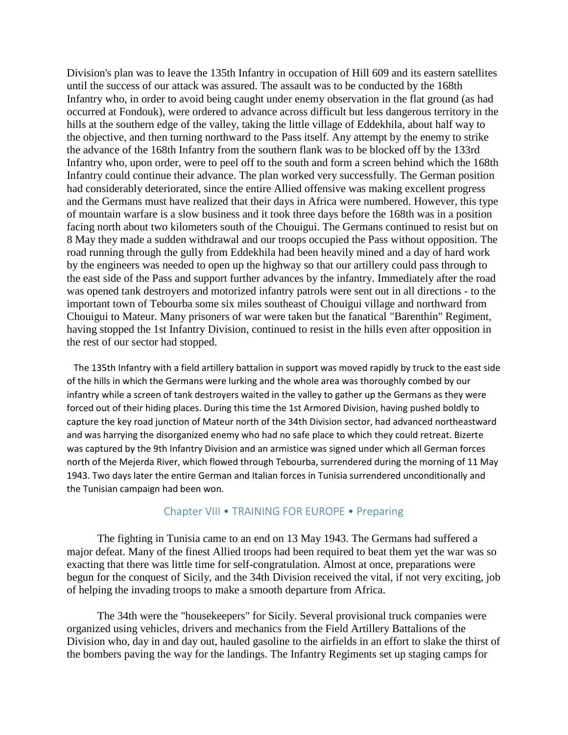Division's plan was to leave the 135th Infantry in occupation of Hill 609 and its eastern satellites until the success of our attack was assured. The assault was to be conducted by the 168th Infantry who, in order to avoid being caught under enemy observation in the flat ground (as had occurred at Fondouk), were ordered to advance across difficult but less dangerous territory in the hills at the southern edge of the valley, taking the little village of Eddekhila, about half way to the objective, and then turning northward to the Pass itself. Any attempt by the enemy to strike the advance of the 168th Infantry from the southern flank was to be blocked off by the 133rd Infantry who, upon order, were to peel off to the south and form a screen behind which the 168th Infantry could continue their advance. The plan worked very successfully. The German position had considerably deteriorated, since the entire Allied offensive was making excellent progress and the Germans must have realized that their days in Africa were numbered. However, this type of mountain warfare is a slow business and it took three days before the 168th was in a position facing north about two kilometers south of the Chouigui. The Germans continued to resist but on 8 May they made a sudden withdrawal and our troops occupied the Pass without opposition. The road running through the gully from Eddekhila had been heavily mined and a day of hard work by the engineers was needed to open up the highway so that our artillery could pass through to the east side of the Pass and support further advances by the infantry. Immediately after the road was opened tank destroyers and motorized infantry patrols were sent out in all directions - to the important town of Tebourba some six miles southeast of Chouigui village and northward from Chouigui to Mateur. Many prisoners of war were taken but the fanatical "Barenthin" Regiment, having stopped the 1st Infantry Division, continued to resist in the hills even after opposition in the rest of our sector had stopped.

The 135th Infantry with a field artillery battalion in support was moved rapidly by truck to the east side of the hills in which the Germans were lurking and the whole area was thoroughly combed by our infantry while a screen of tank destroyers waited in the valley to gather up the Germans as they were forced out of their hiding places. During this time the 1st Armored Division, having pushed boldly to capture the key road junction of Mateur north of the 34th Division sector, had advanced northeastward and was harrying the disorganized enemy who had no safe place to which they could retreat. Bizerte was captured by the 9th Infantry Division and an armistice was signed under which all German forces north of the Mejerda River, which flowed through Tebourba, surrendered during the morning of 11 May 1943. Two days later the entire German and Italian forces in Tunisia surrendered unconditionally and the Tunisian campaign had been won.

## Chapter VIII • TRAINING FOR EUROPE • Preparing

The fighting in Tunisia came to an end on 13 May 1943. The Germans had suffered a major defeat. Many of the finest Allied troops had been required to beat them yet the war was so exacting that there was little time for self-congratulation. Almost at once, preparations were begun for the conquest of Sicily, and the 34th Division received the vital, if not very exciting, job of helping the invading troops to make a smooth departure from Africa.

The 34th were the "housekeepers" for Sicily. Several provisional truck companies were organized using vehicles, drivers and mechanics from the Field Artillery Battalions of the Division who, day in and day out, hauled gasoline to the airfields in an effort to slake the thirst of the bombers paving the way for the landings. The Infantry Regiments set up staging camps for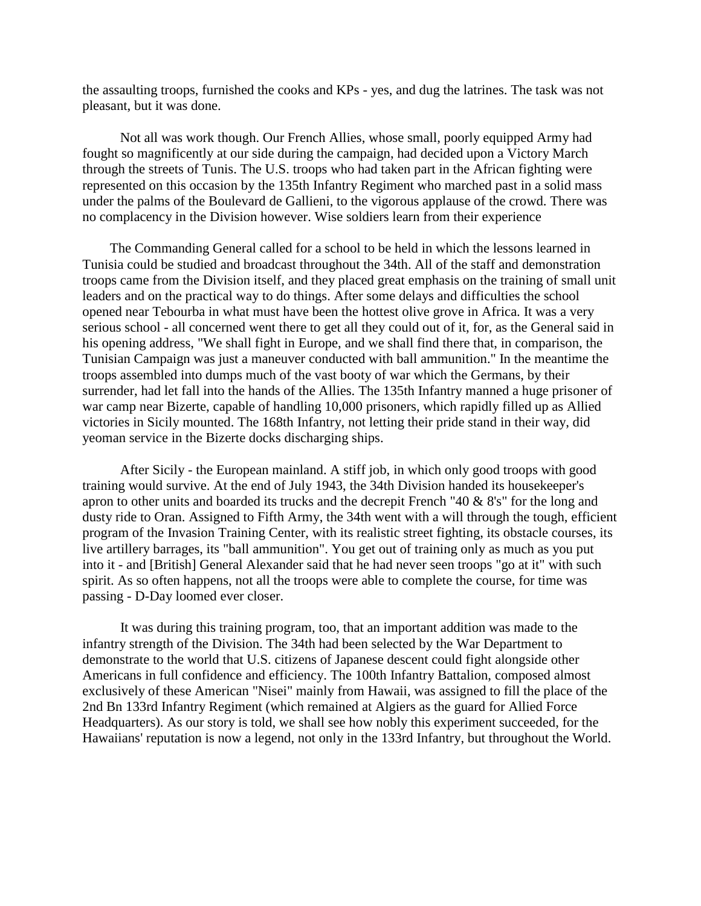the assaulting troops, furnished the cooks and KPs - yes, and dug the latrines. The task was not pleasant, but it was done.

Not all was work though. Our French Allies, whose small, poorly equipped Army had fought so magnificently at our side during the campaign, had decided upon a Victory March through the streets of Tunis. The U.S. troops who had taken part in the African fighting were represented on this occasion by the 135th Infantry Regiment who marched past in a solid mass under the palms of the Boulevard de Gallieni, to the vigorous applause of the crowd. There was no complacency in the Division however. Wise soldiers learn from their experience

The Commanding General called for a school to be held in which the lessons learned in Tunisia could be studied and broadcast throughout the 34th. All of the staff and demonstration troops came from the Division itself, and they placed great emphasis on the training of small unit leaders and on the practical way to do things. After some delays and difficulties the school opened near Tebourba in what must have been the hottest olive grove in Africa. It was a very serious school - all concerned went there to get all they could out of it, for, as the General said in his opening address, "We shall fight in Europe, and we shall find there that, in comparison, the Tunisian Campaign was just a maneuver conducted with ball ammunition." In the meantime the troops assembled into dumps much of the vast booty of war which the Germans, by their surrender, had let fall into the hands of the Allies. The 135th Infantry manned a huge prisoner of war camp near Bizerte, capable of handling 10,000 prisoners, which rapidly filled up as Allied victories in Sicily mounted. The 168th Infantry, not letting their pride stand in their way, did yeoman service in the Bizerte docks discharging ships.

After Sicily - the European mainland. A stiff job, in which only good troops with good training would survive. At the end of July 1943, the 34th Division handed its housekeeper's apron to other units and boarded its trucks and the decrepit French "40 & 8's" for the long and dusty ride to Oran. Assigned to Fifth Army, the 34th went with a will through the tough, efficient program of the Invasion Training Center, with its realistic street fighting, its obstacle courses, its live artillery barrages, its "ball ammunition". You get out of training only as much as you put into it - and [British] General Alexander said that he had never seen troops "go at it" with such spirit. As so often happens, not all the troops were able to complete the course, for time was passing - D-Day loomed ever closer.

It was during this training program, too, that an important addition was made to the infantry strength of the Division. The 34th had been selected by the War Department to demonstrate to the world that U.S. citizens of Japanese descent could fight alongside other Americans in full confidence and efficiency. The 100th Infantry Battalion, composed almost exclusively of these American "Nisei" mainly from Hawaii, was assigned to fill the place of the 2nd Bn 133rd Infantry Regiment (which remained at Algiers as the guard for Allied Force Headquarters). As our story is told, we shall see how nobly this experiment succeeded, for the Hawaiians' reputation is now a legend, not only in the 133rd Infantry, but throughout the World.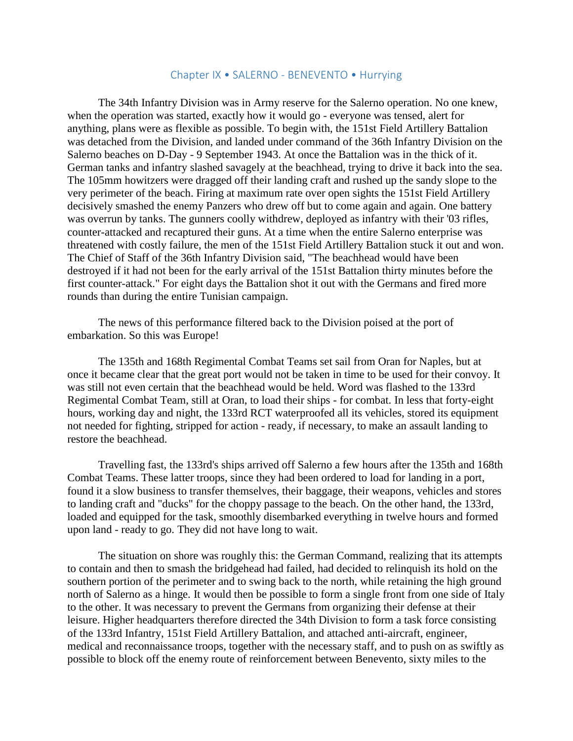## Chapter IX • SALERNO - BENEVENTO • Hurrying

The 34th Infantry Division was in Army reserve for the Salerno operation. No one knew, when the operation was started, exactly how it would go - everyone was tensed, alert for anything, plans were as flexible as possible. To begin with, the 151st Field Artillery Battalion was detached from the Division, and landed under command of the 36th Infantry Division on the Salerno beaches on D-Day - 9 September 1943. At once the Battalion was in the thick of it. German tanks and infantry slashed savagely at the beachhead, trying to drive it back into the sea. The 105mm howitzers were dragged off their landing craft and rushed up the sandy slope to the very perimeter of the beach. Firing at maximum rate over open sights the 151st Field Artillery decisively smashed the enemy Panzers who drew off but to come again and again. One battery was overrun by tanks. The gunners coolly withdrew, deployed as infantry with their '03 rifles, counter-attacked and recaptured their guns. At a time when the entire Salerno enterprise was threatened with costly failure, the men of the 151st Field Artillery Battalion stuck it out and won. The Chief of Staff of the 36th Infantry Division said, "The beachhead would have been destroyed if it had not been for the early arrival of the 151st Battalion thirty minutes before the first counter-attack." For eight days the Battalion shot it out with the Germans and fired more rounds than during the entire Tunisian campaign.

The news of this performance filtered back to the Division poised at the port of embarkation. So this was Europe!

The 135th and 168th Regimental Combat Teams set sail from Oran for Naples, but at once it became clear that the great port would not be taken in time to be used for their convoy. It was still not even certain that the beachhead would be held. Word was flashed to the 133rd Regimental Combat Team, still at Oran, to load their ships - for combat. In less that forty-eight hours, working day and night, the 133rd RCT waterproofed all its vehicles, stored its equipment not needed for fighting, stripped for action - ready, if necessary, to make an assault landing to restore the beachhead.

Travelling fast, the 133rd's ships arrived off Salerno a few hours after the 135th and 168th Combat Teams. These latter troops, since they had been ordered to load for landing in a port, found it a slow business to transfer themselves, their baggage, their weapons, vehicles and stores to landing craft and "ducks" for the choppy passage to the beach. On the other hand, the 133rd, loaded and equipped for the task, smoothly disembarked everything in twelve hours and formed upon land - ready to go. They did not have long to wait.

The situation on shore was roughly this: the German Command, realizing that its attempts to contain and then to smash the bridgehead had failed, had decided to relinquish its hold on the southern portion of the perimeter and to swing back to the north, while retaining the high ground north of Salerno as a hinge. It would then be possible to form a single front from one side of Italy to the other. It was necessary to prevent the Germans from organizing their defense at their leisure. Higher headquarters therefore directed the 34th Division to form a task force consisting of the 133rd Infantry, 151st Field Artillery Battalion, and attached anti-aircraft, engineer, medical and reconnaissance troops, together with the necessary staff, and to push on as swiftly as possible to block off the enemy route of reinforcement between Benevento, sixty miles to the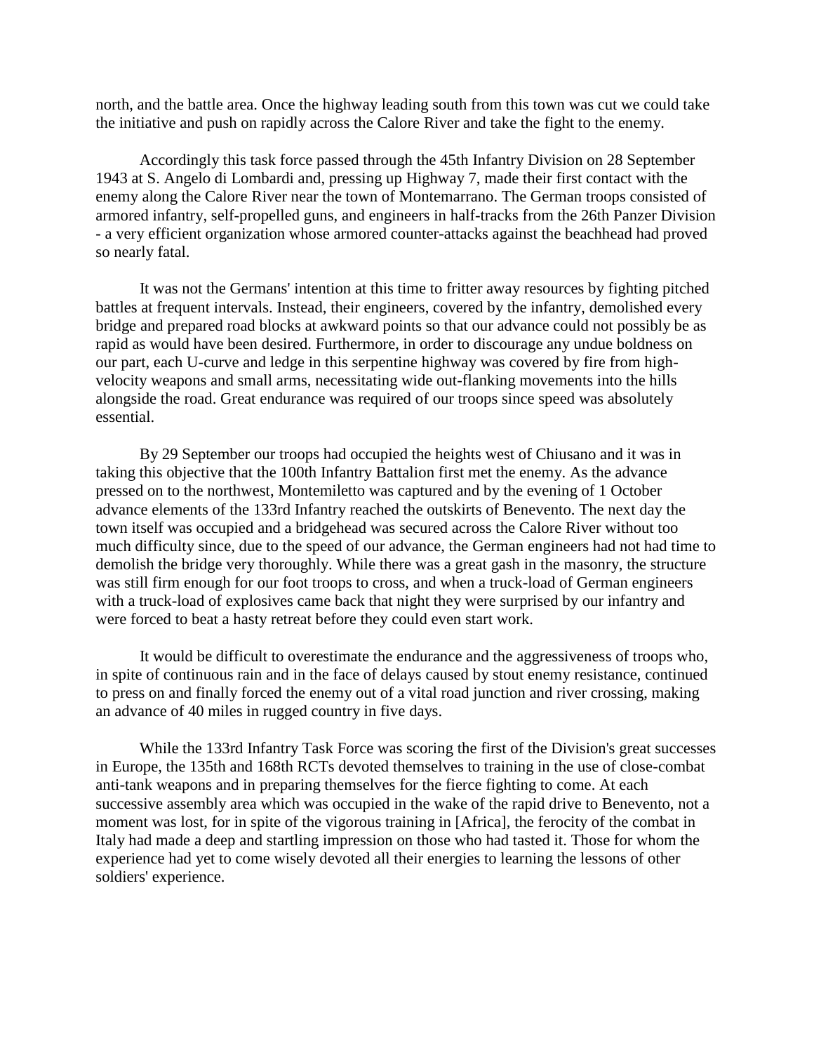north, and the battle area. Once the highway leading south from this town was cut we could take the initiative and push on rapidly across the Calore River and take the fight to the enemy.

Accordingly this task force passed through the 45th Infantry Division on 28 September 1943 at S. Angelo di Lombardi and, pressing up Highway 7, made their first contact with the enemy along the Calore River near the town of Montemarrano. The German troops consisted of armored infantry, self-propelled guns, and engineers in half-tracks from the 26th Panzer Division - a very efficient organization whose armored counter-attacks against the beachhead had proved so nearly fatal.

It was not the Germans' intention at this time to fritter away resources by fighting pitched battles at frequent intervals. Instead, their engineers, covered by the infantry, demolished every bridge and prepared road blocks at awkward points so that our advance could not possibly be as rapid as would have been desired. Furthermore, in order to discourage any undue boldness on our part, each U-curve and ledge in this serpentine highway was covered by fire from high-velocity weapons and small arms, necessitating wide out-flanking movements into the hills alongside the road. Great endurance was required of our troops since speed was absolutely essential.

By 29 September our troops had occupied the heights west of Chiusano and it was in taking this objective that the 100th Infantry Battalion first met the enemy. As the advance pressed on to the northwest, Montemiletto was captured and by the evening of 1 October advance elements of the 133rd Infantry reached the outskirts of Benevento. The next day the town itself was occupied and a bridgehead was secured across the Calore River without too much difficulty since, due to the speed of our advance, the German engineers had not had time to demolish the bridge very thoroughly. While there was a great gash in the masonry, the structure was still firm enough for our foot troops to cross, and when a truck-load of German engineers with a truck-load of explosives came back that night they were surprised by our infantry and were forced to beat a hasty retreat before they could even start work.

It would be difficult to overestimate the endurance and the aggressiveness of troops who, in spite of continuous rain and in the face of delays caused by stout enemy resistance, continued to press on and finally forced the enemy out of a vital road junction and river crossing, making an advance of 40 miles in rugged country in five days.

While the 133rd Infantry Task Force was scoring the first of the Division's great successes in Europe, the 135th and 168th RCTs devoted themselves to training in the use of close-combat anti-tank weapons and in preparing themselves for the fierce fighting to come. At each successive assembly area which was occupied in the wake of the rapid drive to Benevento, not a moment was lost, for in spite of the vigorous training in [Africa], the ferocity of the combat in Italy had made a deep and startling impression on those who had tasted it. Those for whom the experience had yet to come wisely devoted all their energies to learning the lessons of other soldiers' experience.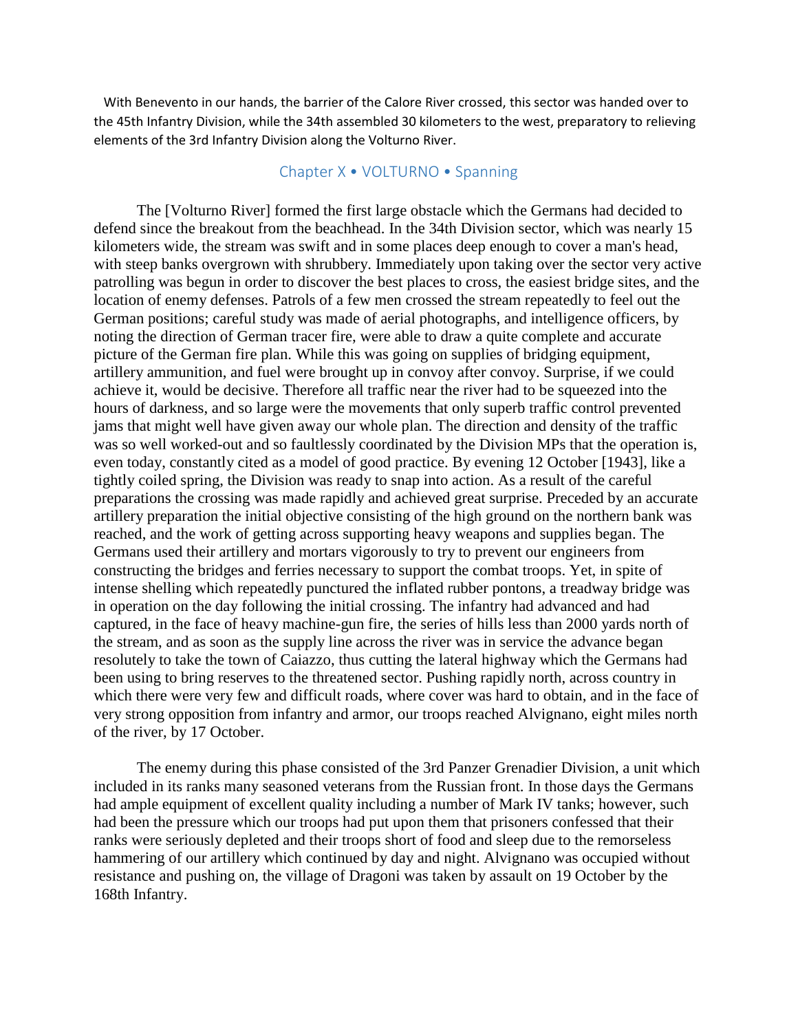With Benevento in our hands, the barrier of the Calore River crossed, this sector was handed over to the 45th Infantry Division, while the 34th assembled 30 kilometers to the west, preparatory to relieving elements of the 3rd Infantry Division along the Volturno River.

## Chapter X • VOLTURNO • Spanning

The [Volturno River] formed the first large obstacle which the Germans had decided to defend since the breakout from the beachhead. In the 34th Division sector, which was nearly 15 kilometers wide, the stream was swift and in some places deep enough to cover a man's head, with steep banks overgrown with shrubbery. Immediately upon taking over the sector very active patrolling was begun in order to discover the best places to cross, the easiest bridge sites, and the location of enemy defenses. Patrols of a few men crossed the stream repeatedly to feel out the German positions; careful study was made of aerial photographs, and intelligence officers, by noting the direction of German tracer fire, were able to draw a quite complete and accurate picture of the German fire plan. While this was going on supplies of bridging equipment, artillery ammunition, and fuel were brought up in convoy after convoy. Surprise, if we could achieve it, would be decisive. Therefore all traffic near the river had to be squeezed into the hours of darkness, and so large were the movements that only superb traffic control prevented jams that might well have given away our whole plan. The direction and density of the traffic was so well worked-out and so faultlessly coordinated by the Division MPs that the operation is, even today, constantly cited as a model of good practice. By evening 12 October [1943], like a tightly coiled spring, the Division was ready to snap into action. As a result of the careful preparations the crossing was made rapidly and achieved great surprise. Preceded by an accurate artillery preparation the initial objective consisting of the high ground on the northern bank was reached, and the work of getting across supporting heavy weapons and supplies began. The Germans used their artillery and mortars vigorously to try to prevent our engineers from constructing the bridges and ferries necessary to support the combat troops. Yet, in spite of intense shelling which repeatedly punctured the inflated rubber pontons, a treadway bridge was in operation on the day following the initial crossing. The infantry had advanced and had captured, in the face of heavy machine-gun fire, the series of hills less than 2000 yards north of the stream, and as soon as the supply line across the river was in service the advance began resolutely to take the town of Caiazzo, thus cutting the lateral highway which the Germans had been using to bring reserves to the threatened sector. Pushing rapidly north, across country in which there were very few and difficult roads, where cover was hard to obtain, and in the face of very strong opposition from infantry and armor, our troops reached Alvignano, eight miles north of the river, by 17 October.

The enemy during this phase consisted of the 3rd Panzer Grenadier Division, a unit which included in its ranks many seasoned veterans from the Russian front. In those days the Germans had ample equipment of excellent quality including a number of Mark IV tanks; however, such had been the pressure which our troops had put upon them that prisoners confessed that their ranks were seriously depleted and their troops short of food and sleep due to the remorseless hammering of our artillery which continued by day and night. Alvignano was occupied without resistance and pushing on, the village of Dragoni was taken by assault on 19 October by the 168th Infantry.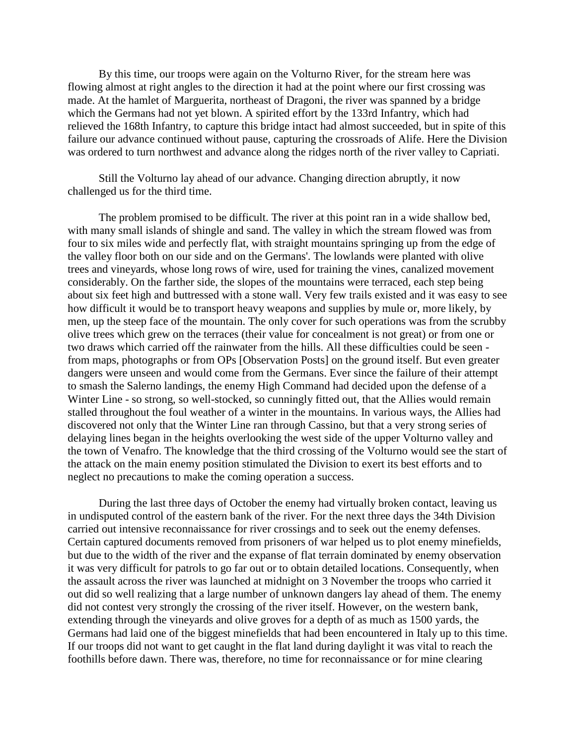By this time, our troops were again on the Volturno River, for the stream here was flowing almost at right angles to the direction it had at the point where our first crossing was made. At the hamlet of Marguerita, northeast of Dragoni, the river was spanned by a bridge which the Germans had not yet blown. A spirited effort by the 133rd Infantry, which had relieved the 168th Infantry, to capture this bridge intact had almost succeeded, but in spite of this failure our advance continued without pause, capturing the crossroads of Alife. Here the Division was ordered to turn northwest and advance along the ridges north of the river valley to Capriati.

Still the Volturno lay ahead of our advance. Changing direction abruptly, it now challenged us for the third time.

The problem promised to be difficult. The river at this point ran in a wide shallow bed, with many small islands of shingle and sand. The valley in which the stream flowed was from four to six miles wide and perfectly flat, with straight mountains springing up from the edge of the valley floor both on our side and on the Germans'. The lowlands were planted with olive trees and vineyards, whose long rows of wire, used for training the vines, canalized movement considerably. On the farther side, the slopes of the mountains were terraced, each step being about six feet high and buttressed with a stone wall. Very few trails existed and it was easy to see how difficult it would be to transport heavy weapons and supplies by mule or, more likely, by men, up the steep face of the mountain. The only cover for such operations was from the scrubby olive trees which grew on the terraces (their value for concealment is not great) or from one or two draws which carried off the rainwater from the hills. All these difficulties could be seen - from maps, photographs or from OPs [Observation Posts] on the ground itself. But even greater dangers were unseen and would come from the Germans. Ever since the failure of their attempt to smash the Salerno landings, the enemy High Command had decided upon the defense of a Winter Line - so strong, so well-stocked, so cunningly fitted out, that the Allies would remain stalled throughout the foul weather of a winter in the mountains. In various ways, the Allies had discovered not only that the Winter Line ran through Cassino, but that a very strong series of delaying lines began in the heights overlooking the west side of the upper Volturno valley and the town of Venafro. The knowledge that the third crossing of the Volturno would see the start of the attack on the main enemy position stimulated the Division to exert its best efforts and to neglect no precautions to make the coming operation a success.

During the last three days of October the enemy had virtually broken contact, leaving us in undisputed control of the eastern bank of the river. For the next three days the 34th Division carried out intensive reconnaissance for river crossings and to seek out the enemy defenses. Certain captured documents removed from prisoners of war helped us to plot enemy minefields, but due to the width of the river and the expanse of flat terrain dominated by enemy observation it was very difficult for patrols to go far out or to obtain detailed locations. Consequently, when the assault across the river was launched at midnight on 3 November the troops who carried it out did so well realizing that a large number of unknown dangers lay ahead of them. The enemy did not contest very strongly the crossing of the river itself. However, on the western bank, extending through the vineyards and olive groves for a depth of as much as 1500 yards, the Germans had laid one of the biggest minefields that had been encountered in Italy up to this time. If our troops did not want to get caught in the flat land during daylight it was vital to reach the foothills before dawn. There was, therefore, no time for reconnaissance or for mine clearing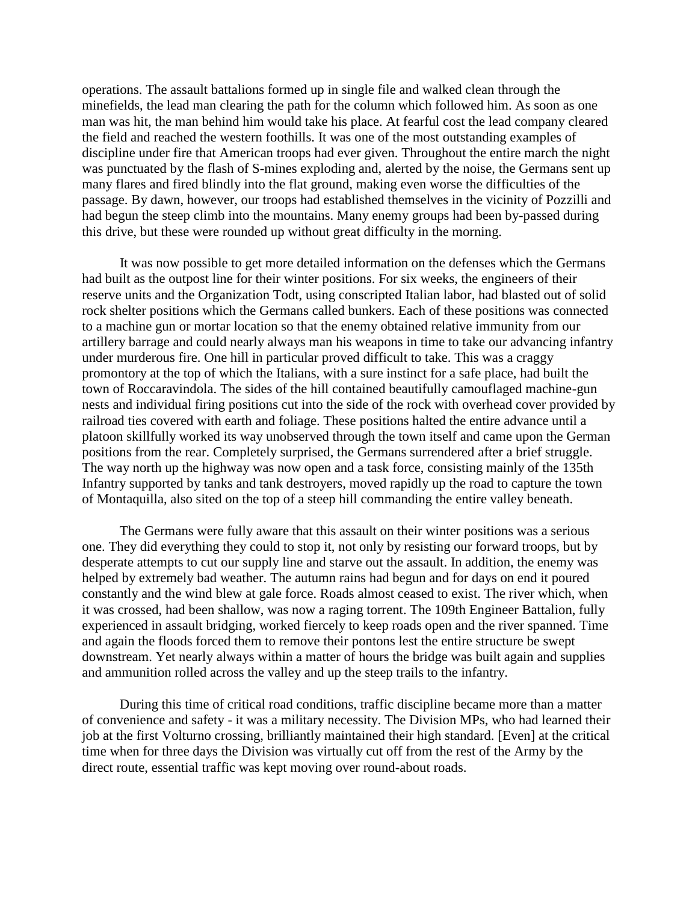operations. The assault battalions formed up in single file and walked clean through the minefields, the lead man clearing the path for the column which followed him. As soon as one man was hit, the man behind him would take his place. At fearful cost the lead company cleared the field and reached the western foothills. It was one of the most outstanding examples of discipline under fire that American troops had ever given. Throughout the entire march the night was punctuated by the flash of S-mines exploding and, alerted by the noise, the Germans sent up many flares and fired blindly into the flat ground, making even worse the difficulties of the passage. By dawn, however, our troops had established themselves in the vicinity of Pozzilli and had begun the steep climb into the mountains. Many enemy groups had been by-passed during this drive, but these were rounded up without great difficulty in the morning.

It was now possible to get more detailed information on the defenses which the Germans had built as the outpost line for their winter positions. For six weeks, the engineers of their reserve units and the Organization Todt, using conscripted Italian labor, had blasted out of solid rock shelter positions which the Germans called bunkers. Each of these positions was connected to a machine gun or mortar location so that the enemy obtained relative immunity from our artillery barrage and could nearly always man his weapons in time to take our advancing infantry under murderous fire. One hill in particular proved difficult to take. This was a craggy promontory at the top of which the Italians, with a sure instinct for a safe place, had built the town of Roccaravindola. The sides of the hill contained beautifully camouflaged machine-gun nests and individual firing positions cut into the side of the rock with overhead cover provided by railroad ties covered with earth and foliage. These positions halted the entire advance until a platoon skillfully worked its way unobserved through the town itself and came upon the German positions from the rear. Completely surprised, the Germans surrendered after a brief struggle. The way north up the highway was now open and a task force, consisting mainly of the 135th Infantry supported by tanks and tank destroyers, moved rapidly up the road to capture the town of Montaquilla, also sited on the top of a steep hill commanding the entire valley beneath.

The Germans were fully aware that this assault on their winter positions was a serious one. They did everything they could to stop it, not only by resisting our forward troops, but by desperate attempts to cut our supply line and starve out the assault. In addition, the enemy was helped by extremely bad weather. The autumn rains had begun and for days on end it poured constantly and the wind blew at gale force. Roads almost ceased to exist. The river which, when it was crossed, had been shallow, was now a raging torrent. The 109th Engineer Battalion, fully experienced in assault bridging, worked fiercely to keep roads open and the river spanned. Time and again the floods forced them to remove their pontons lest the entire structure be swept downstream. Yet nearly always within a matter of hours the bridge was built again and supplies and ammunition rolled across the valley and up the steep trails to the infantry.

During this time of critical road conditions, traffic discipline became more than a matter of convenience and safety - it was a military necessity. The Division MPs, who had learned their job at the first Volturno crossing, brilliantly maintained their high standard. [Even] at the critical time when for three days the Division was virtually cut off from the rest of the Army by the direct route, essential traffic was kept moving over round-about roads.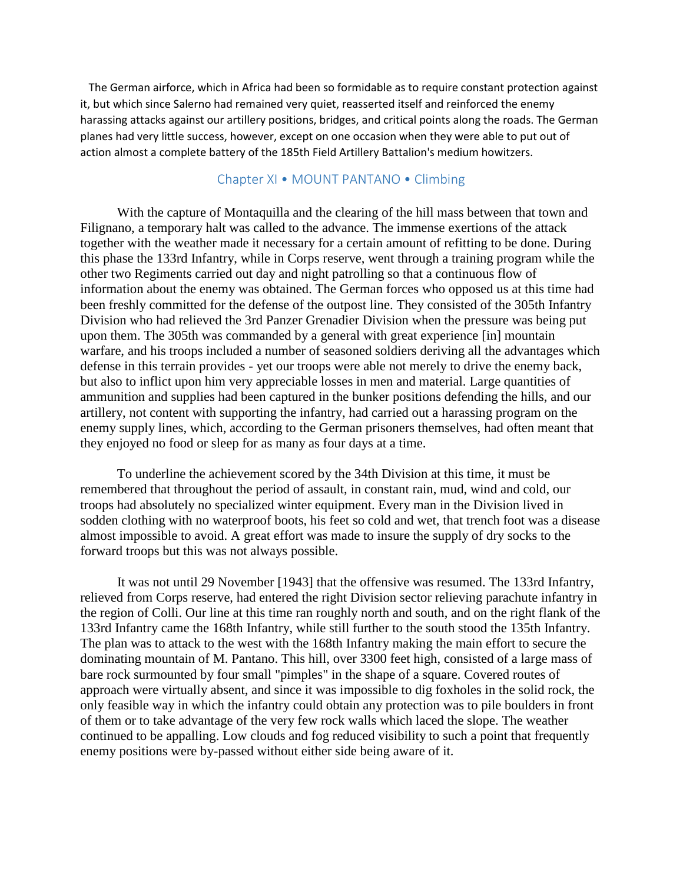The German airforce, which in Africa had been so formidable as to require constant protection against it, but which since Salerno had remained very quiet, reasserted itself and reinforced the enemy harassing attacks against our artillery positions, bridges, and critical points along the roads. The German planes had very little success, however, except on one occasion when they were able to put out of action almost a complete battery of the 185th Field Artillery Battalion's medium howitzers.

## Chapter XI • MOUNT PANTANO • Climbing

With the capture of Montaquilla and the clearing of the hill mass between that town and Filignano, a temporary halt was called to the advance. The immense exertions of the attack together with the weather made it necessary for a certain amount of refitting to be done. During this phase the 133rd Infantry, while in Corps reserve, went through a training program while the other two Regiments carried out day and night patrolling so that a continuous flow of information about the enemy was obtained. The German forces who opposed us at this time had been freshly committed for the defense of the outpost line. They consisted of the 305th Infantry Division who had relieved the 3rd Panzer Grenadier Division when the pressure was being put upon them. The 305th was commanded by a general with great experience [in] mountain warfare, and his troops included a number of seasoned soldiers deriving all the advantages which defense in this terrain provides - yet our troops were able not merely to drive the enemy back, but also to inflict upon him very appreciable losses in men and material. Large quantities of ammunition and supplies had been captured in the bunker positions defending the hills, and our artillery, not content with supporting the infantry, had carried out a harassing program on the enemy supply lines, which, according to the German prisoners themselves, had often meant that they enjoyed no food or sleep for as many as four days at a time.

To underline the achievement scored by the 34th Division at this time, it must be remembered that throughout the period of assault, in constant rain, mud, wind and cold, our troops had absolutely no specialized winter equipment. Every man in the Division lived in sodden clothing with no waterproof boots, his feet so cold and wet, that trench foot was a disease almost impossible to avoid. A great effort was made to insure the supply of dry socks to the forward troops but this was not always possible.

It was not until 29 November [1943] that the offensive was resumed. The 133rd Infantry, relieved from Corps reserve, had entered the right Division sector relieving parachute infantry in the region of Colli. Our line at this time ran roughly north and south, and on the right flank of the 133rd Infantry came the 168th Infantry, while still further to the south stood the 135th Infantry. The plan was to attack to the west with the 168th Infantry making the main effort to secure the dominating mountain of M. Pantano. This hill, over 3300 feet high, consisted of a large mass of bare rock surmounted by four small "pimples" in the shape of a square. Covered routes of approach were virtually absent, and since it was impossible to dig foxholes in the solid rock, the only feasible way in which the infantry could obtain any protection was to pile boulders in front of them or to take advantage of the very few rock walls which laced the slope. The weather continued to be appalling. Low clouds and fog reduced visibility to such a point that frequently enemy positions were by-passed without either side being aware of it.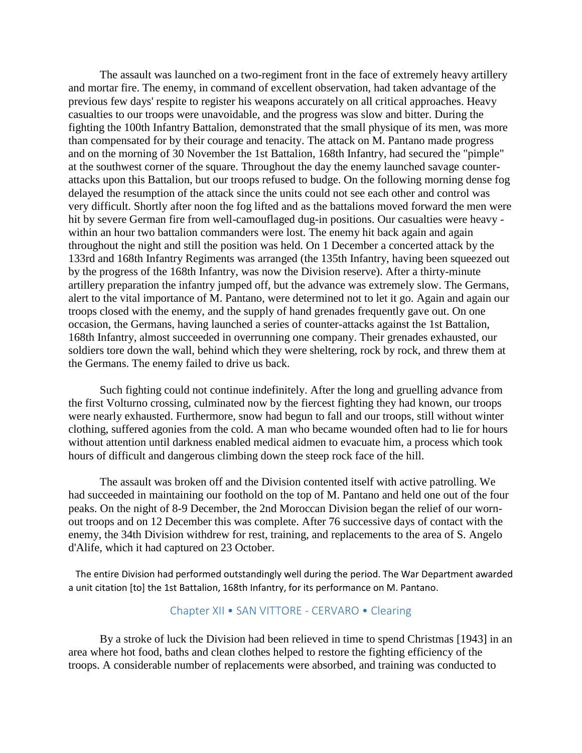The assault was launched on a two-regiment front in the face of extremely heavy artillery and mortar fire. The enemy, in command of excellent observation, had taken advantage of the previous few days' respite to register his weapons accurately on all critical approaches. Heavy casualties to our troops were unavoidable, and the progress was slow and bitter. During the fighting the 100th Infantry Battalion, demonstrated that the small physique of its men, was more than compensated for by their courage and tenacity. The attack on M. Pantano made progress and on the morning of 30 November the 1st Battalion, 168th Infantry, had secured the "pimple" at the southwest corner of the square. Throughout the day the enemy launched savage counter-attacks upon this Battalion, but our troops refused to budge. On the following morning dense fog delayed the resumption of the attack since the units could not see each other and control was very difficult. Shortly after noon the fog lifted and as the battalions moved forward the men were hit by severe German fire from well-camouflaged dug-in positions. Our casualties were heavy - within an hour two battalion commanders were lost. The enemy hit back again and again throughout the night and still the position was held. On 1 December a concerted attack by the 133rd and 168th Infantry Regiments was arranged (the 135th Infantry, having been squeezed out by the progress of the 168th Infantry, was now the Division reserve). After a thirty-minute artillery preparation the infantry jumped off, but the advance was extremely slow. The Germans, alert to the vital importance of M. Pantano, were determined not to let it go. Again and again our troops closed with the enemy, and the supply of hand grenades frequently gave out. On one occasion, the Germans, having launched a series of counter-attacks against the 1st Battalion, 168th Infantry, almost succeeded in overrunning one company. Their grenades exhausted, our soldiers tore down the wall, behind which they were sheltering, rock by rock, and threw them at the Germans. The enemy failed to drive us back.

Such fighting could not continue indefinitely. After the long and gruelling advance from the first Volturno crossing, culminated now by the fiercest fighting they had known, our troops were nearly exhausted. Furthermore, snow had begun to fall and our troops, still without winter clothing, suffered agonies from the cold. A man who became wounded often had to lie for hours without attention until darkness enabled medical aidmen to evacuate him, a process which took hours of difficult and dangerous climbing down the steep rock face of the hill.

The assault was broken off and the Division contented itself with active patrolling. We had succeeded in maintaining our foothold on the top of M. Pantano and held one out of the four peaks. On the night of 8-9 December, the 2nd Moroccan Division began the relief of our worn-out troops and on 12 December this was complete. After 76 successive days of contact with the enemy, the 34th Division withdrew for rest, training, and replacements to the area of S. Angelo d'Alife, which it had captured on 23 October.

The entire Division had performed outstandingly well during the period. The War Department awarded a unit citation [to] the 1st Battalion, 168th Infantry, for its performance on M. Pantano.

## Chapter XII • SAN VITTORE - CERVARO • Clearing

By a stroke of luck the Division had been relieved in time to spend Christmas [1943] in an area where hot food, baths and clean clothes helped to restore the fighting efficiency of the troops. A considerable number of replacements were absorbed, and training was conducted to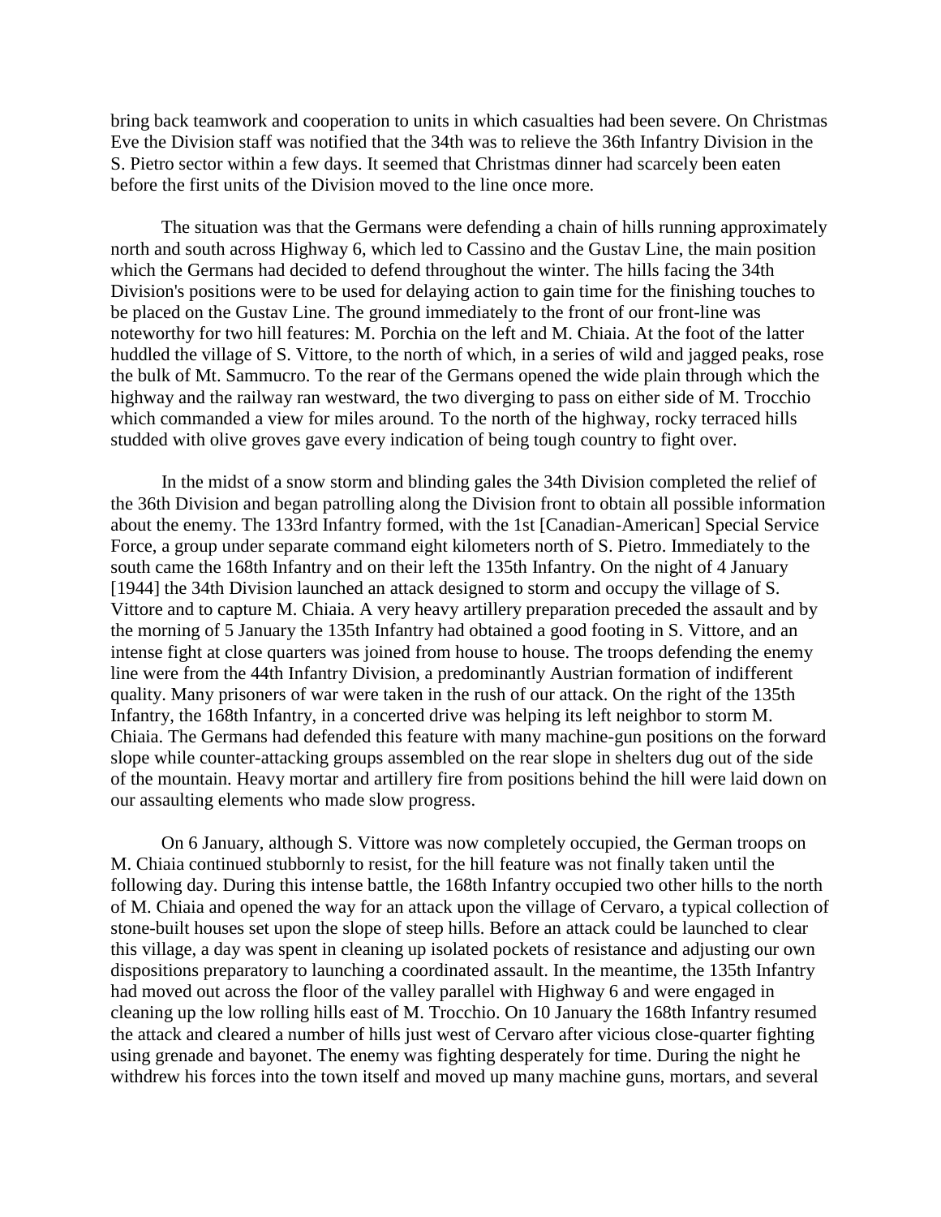bring back teamwork and cooperation to units in which casualties had been severe. On Christmas Eve the Division staff was notified that the 34th was to relieve the 36th Infantry Division in the S. Pietro sector within a few days. It seemed that Christmas dinner had scarcely been eaten before the first units of the Division moved to the line once more.

The situation was that the Germans were defending a chain of hills running approximately north and south across Highway 6, which led to Cassino and the Gustav Line, the main position which the Germans had decided to defend throughout the winter. The hills facing the 34th Division's positions were to be used for delaying action to gain time for the finishing touches to be placed on the Gustav Line. The ground immediately to the front of our front-line was noteworthy for two hill features: M. Porchia on the left and M. Chiaia. At the foot of the latter huddled the village of S. Vittore, to the north of which, in a series of wild and jagged peaks, rose the bulk of Mt. Sammucro. To the rear of the Germans opened the wide plain through which the highway and the railway ran westward, the two diverging to pass on either side of M. Trocchio which commanded a view for miles around. To the north of the highway, rocky terraced hills studded with olive groves gave every indication of being tough country to fight over.

In the midst of a snow storm and blinding gales the 34th Division completed the relief of the 36th Division and began patrolling along the Division front to obtain all possible information about the enemy. The 133rd Infantry formed, with the 1st [Canadian-American] Special Service Force, a group under separate command eight kilometers north of S. Pietro. Immediately to the south came the 168th Infantry and on their left the 135th Infantry. On the night of 4 January [1944] the 34th Division launched an attack designed to storm and occupy the village of S. Vittore and to capture M. Chiaia. A very heavy artillery preparation preceded the assault and by the morning of 5 January the 135th Infantry had obtained a good footing in S. Vittore, and an intense fight at close quarters was joined from house to house. The troops defending the enemy line were from the 44th Infantry Division, a predominantly Austrian formation of indifferent quality. Many prisoners of war were taken in the rush of our attack. On the right of the 135th Infantry, the 168th Infantry, in a concerted drive was helping its left neighbor to storm M. Chiaia. The Germans had defended this feature with many machine-gun positions on the forward slope while counter-attacking groups assembled on the rear slope in shelters dug out of the side of the mountain. Heavy mortar and artillery fire from positions behind the hill were laid down on our assaulting elements who made slow progress.

On 6 January, although S. Vittore was now completely occupied, the German troops on M. Chiaia continued stubbornly to resist, for the hill feature was not finally taken until the following day. During this intense battle, the 168th Infantry occupied two other hills to the north of M. Chiaia and opened the way for an attack upon the village of Cervaro, a typical collection of stone-built houses set upon the slope of steep hills. Before an attack could be launched to clear this village, a day was spent in cleaning up isolated pockets of resistance and adjusting our own dispositions preparatory to launching a coordinated assault. In the meantime, the 135th Infantry had moved out across the floor of the valley parallel with Highway 6 and were engaged in cleaning up the low rolling hills east of M. Trocchio. On 10 January the 168th Infantry resumed the attack and cleared a number of hills just west of Cervaro after vicious close-quarter fighting using grenade and bayonet. The enemy was fighting desperately for time. During the night he withdrew his forces into the town itself and moved up many machine guns, mortars, and several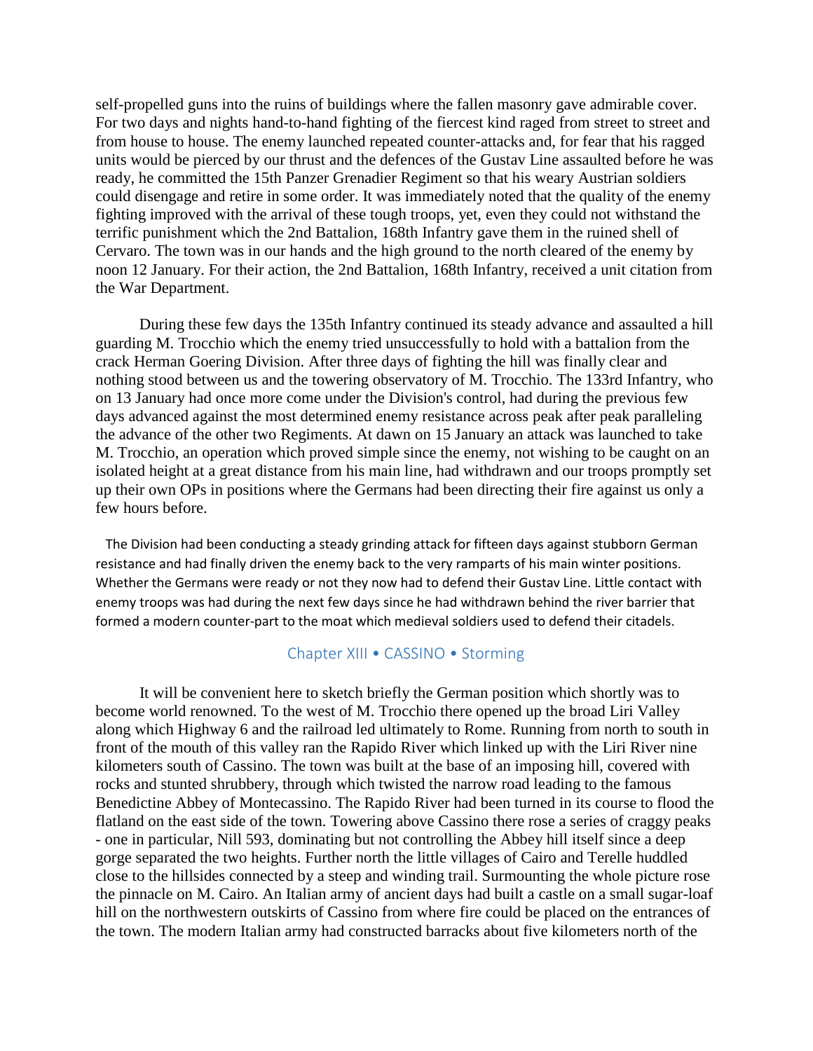self-propelled guns into the ruins of buildings where the fallen masonry gave admirable cover. For two days and nights hand-to-hand fighting of the fiercest kind raged from street to street and from house to house. The enemy launched repeated counter-attacks and, for fear that his ragged units would be pierced by our thrust and the defences of the Gustav Line assaulted before he was ready, he committed the 15th Panzer Grenadier Regiment so that his weary Austrian soldiers could disengage and retire in some order. It was immediately noted that the quality of the enemy fighting improved with the arrival of these tough troops, yet, even they could not withstand the terrific punishment which the 2nd Battalion, 168th Infantry gave them in the ruined shell of Cervaro. The town was in our hands and the high ground to the north cleared of the enemy by noon 12 January. For their action, the 2nd Battalion, 168th Infantry, received a unit citation from the War Department.

During these few days the 135th Infantry continued its steady advance and assaulted a hill guarding M. Trocchio which the enemy tried unsuccessfully to hold with a battalion from the crack Herman Goering Division. After three days of fighting the hill was finally clear and nothing stood between us and the towering observatory of M. Trocchio. The 133rd Infantry, who on 13 January had once more come under the Division's control, had during the previous few days advanced against the most determined enemy resistance across peak after peak paralleling the advance of the other two Regiments. At dawn on 15 January an attack was launched to take M. Trocchio, an operation which proved simple since the enemy, not wishing to be caught on an isolated height at a great distance from his main line, had withdrawn and our troops promptly set up their own OPs in positions where the Germans had been directing their fire against us only a few hours before.

The Division had been conducting a steady grinding attack for fifteen days against stubborn German resistance and had finally driven the enemy back to the very ramparts of his main winter positions. Whether the Germans were ready or not they now had to defend their Gustav Line. Little contact with enemy troops was had during the next few days since he had withdrawn behind the river barrier that formed a modern counter-part to the moat which medieval soldiers used to defend their citadels.

## Chapter XIII • CASSINO • Storming

It will be convenient here to sketch briefly the German position which shortly was to become world renowned. To the west of M. Trocchio there opened up the broad Liri Valley along which Highway 6 and the railroad led ultimately to Rome. Running from north to south in front of the mouth of this valley ran the Rapido River which linked up with the Liri River nine kilometers south of Cassino. The town was built at the base of an imposing hill, covered with rocks and stunted shrubbery, through which twisted the narrow road leading to the famous Benedictine Abbey of Montecassino. The Rapido River had been turned in its course to flood the flatland on the east side of the town. Towering above Cassino there rose a series of craggy peaks - one in particular, Nill 593, dominating but not controlling the Abbey hill itself since a deep gorge separated the two heights. Further north the little villages of Cairo and Terelle huddled close to the hillsides connected by a steep and winding trail. Surmounting the whole picture rose the pinnacle on M. Cairo. An Italian army of ancient days had built a castle on a small sugar-loaf hill on the northwestern outskirts of Cassino from where fire could be placed on the entrances of the town. The modern Italian army had constructed barracks about five kilometers north of the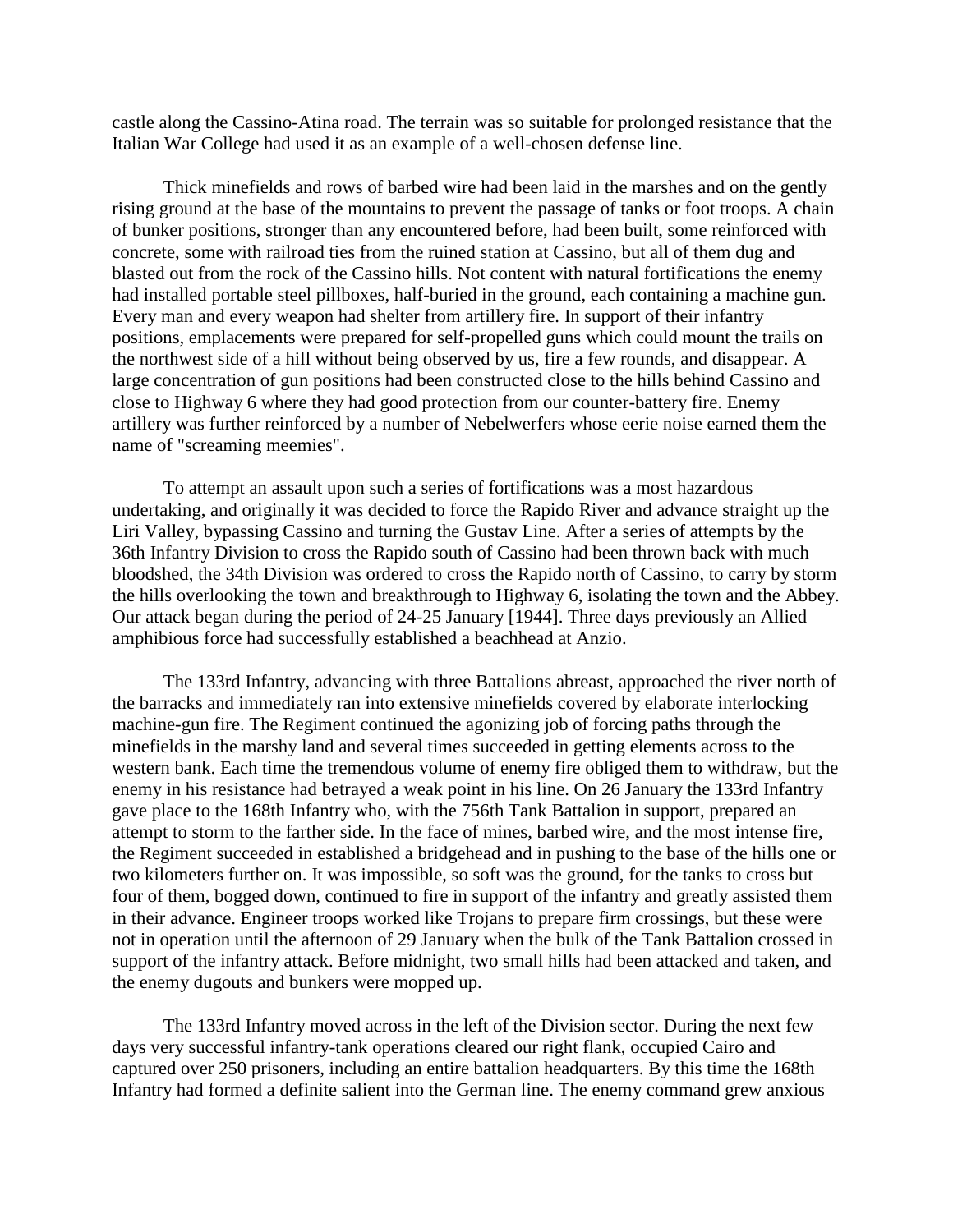castle along the Cassino-Atina road. The terrain was so suitable for prolonged resistance that the Italian War College had used it as an example of a well-chosen defense line.

Thick minefields and rows of barbed wire had been laid in the marshes and on the gently rising ground at the base of the mountains to prevent the passage of tanks or foot troops. A chain of bunker positions, stronger than any encountered before, had been built, some reinforced with concrete, some with railroad ties from the ruined station at Cassino, but all of them dug and blasted out from the rock of the Cassino hills. Not content with natural fortifications the enemy had installed portable steel pillboxes, half-buried in the ground, each containing a machine gun. Every man and every weapon had shelter from artillery fire. In support of their infantry positions, emplacements were prepared for self-propelled guns which could mount the trails on the northwest side of a hill without being observed by us, fire a few rounds, and disappear. A large concentration of gun positions had been constructed close to the hills behind Cassino and close to Highway 6 where they had good protection from our counter-battery fire. Enemy artillery was further reinforced by a number of Nebelwerfers whose eerie noise earned them the name of "screaming meemies".

To attempt an assault upon such a series of fortifications was a most hazardous undertaking, and originally it was decided to force the Rapido River and advance straight up the Liri Valley, bypassing Cassino and turning the Gustav Line. After a series of attempts by the 36th Infantry Division to cross the Rapido south of Cassino had been thrown back with much bloodshed, the 34th Division was ordered to cross the Rapido north of Cassino, to carry by storm the hills overlooking the town and breakthrough to Highway 6, isolating the town and the Abbey. Our attack began during the period of 24-25 January [1944]. Three days previously an Allied amphibious force had successfully established a beachhead at Anzio.

The 133rd Infantry, advancing with three Battalions abreast, approached the river north of the barracks and immediately ran into extensive minefields covered by elaborate interlocking machine-gun fire. The Regiment continued the agonizing job of forcing paths through the minefields in the marshy land and several times succeeded in getting elements across to the western bank. Each time the tremendous volume of enemy fire obliged them to withdraw, but the enemy in his resistance had betrayed a weak point in his line. On 26 January the 133rd Infantry gave place to the 168th Infantry who, with the 756th Tank Battalion in support, prepared an attempt to storm to the farther side. In the face of mines, barbed wire, and the most intense fire, the Regiment succeeded in established a bridgehead and in pushing to the base of the hills one or two kilometers further on. It was impossible, so soft was the ground, for the tanks to cross but four of them, bogged down, continued to fire in support of the infantry and greatly assisted them in their advance. Engineer troops worked like Trojans to prepare firm crossings, but these were not in operation until the afternoon of 29 January when the bulk of the Tank Battalion crossed in support of the infantry attack. Before midnight, two small hills had been attacked and taken, and the enemy dugouts and bunkers were mopped up.

The 133rd Infantry moved across in the left of the Division sector. During the next few days very successful infantry-tank operations cleared our right flank, occupied Cairo and captured over 250 prisoners, including an entire battalion headquarters. By this time the 168th Infantry had formed a definite salient into the German line. The enemy command grew anxious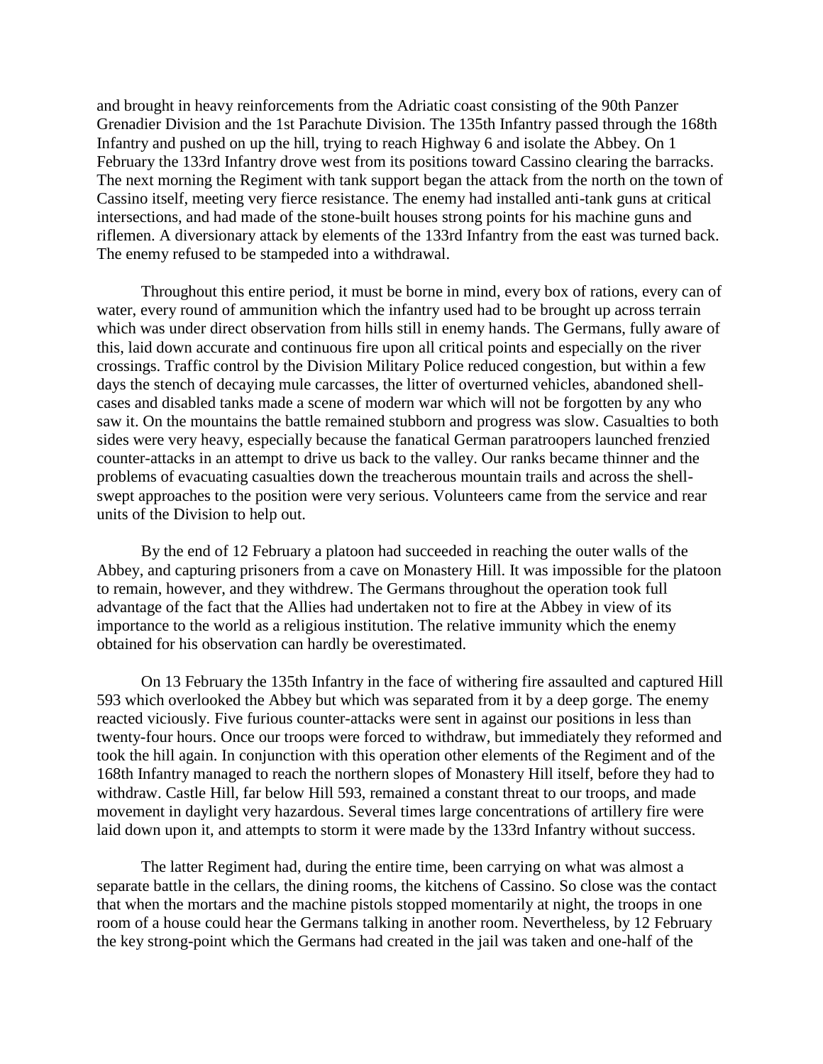and brought in heavy reinforcements from the Adriatic coast consisting of the 90th Panzer Grenadier Division and the 1st Parachute Division. The 135th Infantry passed through the 168th Infantry and pushed on up the hill, trying to reach Highway 6 and isolate the Abbey. On 1 February the 133rd Infantry drove west from its positions toward Cassino clearing the barracks. The next morning the Regiment with tank support began the attack from the north on the town of Cassino itself, meeting very fierce resistance. The enemy had installed anti-tank guns at critical intersections, and had made of the stone-built houses strong points for his machine guns and riflemen. A diversionary attack by elements of the 133rd Infantry from the east was turned back. The enemy refused to be stampeded into a withdrawal.

Throughout this entire period, it must be borne in mind, every box of rations, every can of water, every round of ammunition which the infantry used had to be brought up across terrain which was under direct observation from hills still in enemy hands. The Germans, fully aware of this, laid down accurate and continuous fire upon all critical points and especially on the river crossings. Traffic control by the Division Military Police reduced congestion, but within a few days the stench of decaying mule carcasses, the litter of overturned vehicles, abandoned shell-cases and disabled tanks made a scene of modern war which will not be forgotten by any who saw it. On the mountains the battle remained stubborn and progress was slow. Casualties to both sides were very heavy, especially because the fanatical German paratroopers launched frenzied counter-attacks in an attempt to drive us back to the valley. Our ranks became thinner and the problems of evacuating casualties down the treacherous mountain trails and across the shell-swept approaches to the position were very serious. Volunteers came from the service and rear units of the Division to help out.

By the end of 12 February a platoon had succeeded in reaching the outer walls of the Abbey, and capturing prisoners from a cave on Monastery Hill. It was impossible for the platoon to remain, however, and they withdrew. The Germans throughout the operation took full advantage of the fact that the Allies had undertaken not to fire at the Abbey in view of its importance to the world as a religious institution. The relative immunity which the enemy obtained for his observation can hardly be overestimated.

On 13 February the 135th Infantry in the face of withering fire assaulted and captured Hill 593 which overlooked the Abbey but which was separated from it by a deep gorge. The enemy reacted viciously. Five furious counter-attacks were sent in against our positions in less than twenty-four hours. Once our troops were forced to withdraw, but immediately they reformed and took the hill again. In conjunction with this operation other elements of the Regiment and of the 168th Infantry managed to reach the northern slopes of Monastery Hill itself, before they had to withdraw. Castle Hill, far below Hill 593, remained a constant threat to our troops, and made movement in daylight very hazardous. Several times large concentrations of artillery fire were laid down upon it, and attempts to storm it were made by the 133rd Infantry without success.

The latter Regiment had, during the entire time, been carrying on what was almost a separate battle in the cellars, the dining rooms, the kitchens of Cassino. So close was the contact that when the mortars and the machine pistols stopped momentarily at night, the troops in one room of a house could hear the Germans talking in another room. Nevertheless, by 12 February the key strong-point which the Germans had created in the jail was taken and one-half of the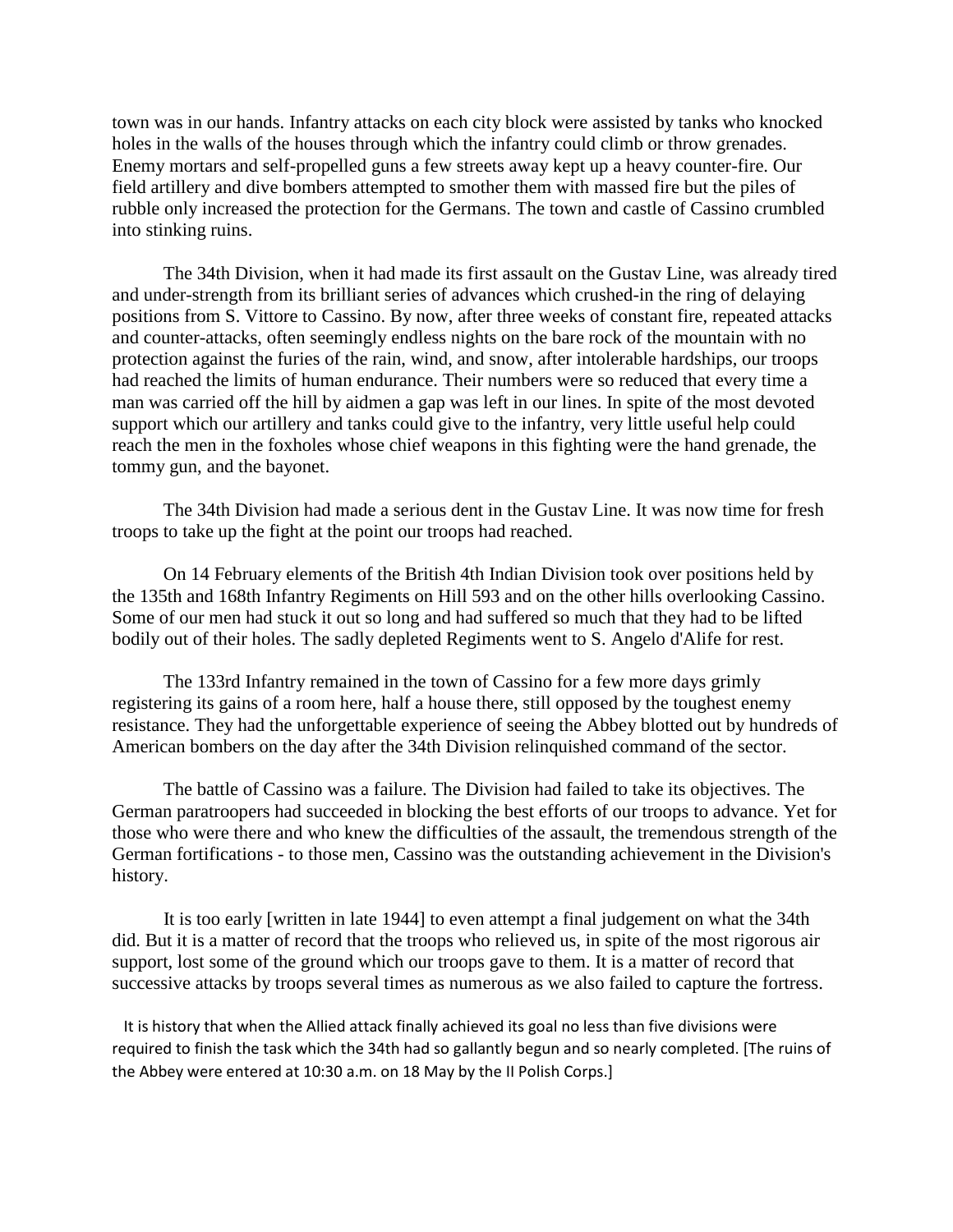town was in our hands. Infantry attacks on each city block were assisted by tanks who knocked holes in the walls of the houses through which the infantry could climb or throw grenades. Enemy mortars and self-propelled guns a few streets away kept up a heavy counter-fire. Our field artillery and dive bombers attempted to smother them with massed fire but the piles of rubble only increased the protection for the Germans. The town and castle of Cassino crumbled into stinking ruins.

The 34th Division, when it had made its first assault on the Gustav Line, was already tired and under-strength from its brilliant series of advances which crushed-in the ring of delaying positions from S. Vittore to Cassino. By now, after three weeks of constant fire, repeated attacks and counter-attacks, often seemingly endless nights on the bare rock of the mountain with no protection against the furies of the rain, wind, and snow, after intolerable hardships, our troops had reached the limits of human endurance. Their numbers were so reduced that every time a man was carried off the hill by aidmen a gap was left in our lines. In spite of the most devoted support which our artillery and tanks could give to the infantry, very little useful help could reach the men in the foxholes whose chief weapons in this fighting were the hand grenade, the tommy gun, and the bayonet.

The 34th Division had made a serious dent in the Gustav Line. It was now time for fresh troops to take up the fight at the point our troops had reached.

On 14 February elements of the British 4th Indian Division took over positions held by the 135th and 168th Infantry Regiments on Hill 593 and on the other hills overlooking Cassino. Some of our men had stuck it out so long and had suffered so much that they had to be lifted bodily out of their holes. The sadly depleted Regiments went to S. Angelo d'Alife for rest.

The 133rd Infantry remained in the town of Cassino for a few more days grimly registering its gains of a room here, half a house there, still opposed by the toughest enemy resistance. They had the unforgettable experience of seeing the Abbey blotted out by hundreds of American bombers on the day after the 34th Division relinquished command of the sector.

The battle of Cassino was a failure. The Division had failed to take its objectives. The German paratroopers had succeeded in blocking the best efforts of our troops to advance. Yet for those who were there and who knew the difficulties of the assault, the tremendous strength of the German fortifications - to those men, Cassino was the outstanding achievement in the Division's history.

It is too early [written in late 1944] to even attempt a final judgement on what the 34th did. But it is a matter of record that the troops who relieved us, in spite of the most rigorous air support, lost some of the ground which our troops gave to them. It is a matter of record that successive attacks by troops several times as numerous as we also failed to capture the fortress.

It is history that when the Allied attack finally achieved its goal no less than five divisions were required to finish the task which the 34th had so gallantly begun and so nearly completed. [The ruins of the Abbey were entered at 10:30 a.m. on 18 May by the II Polish Corps.]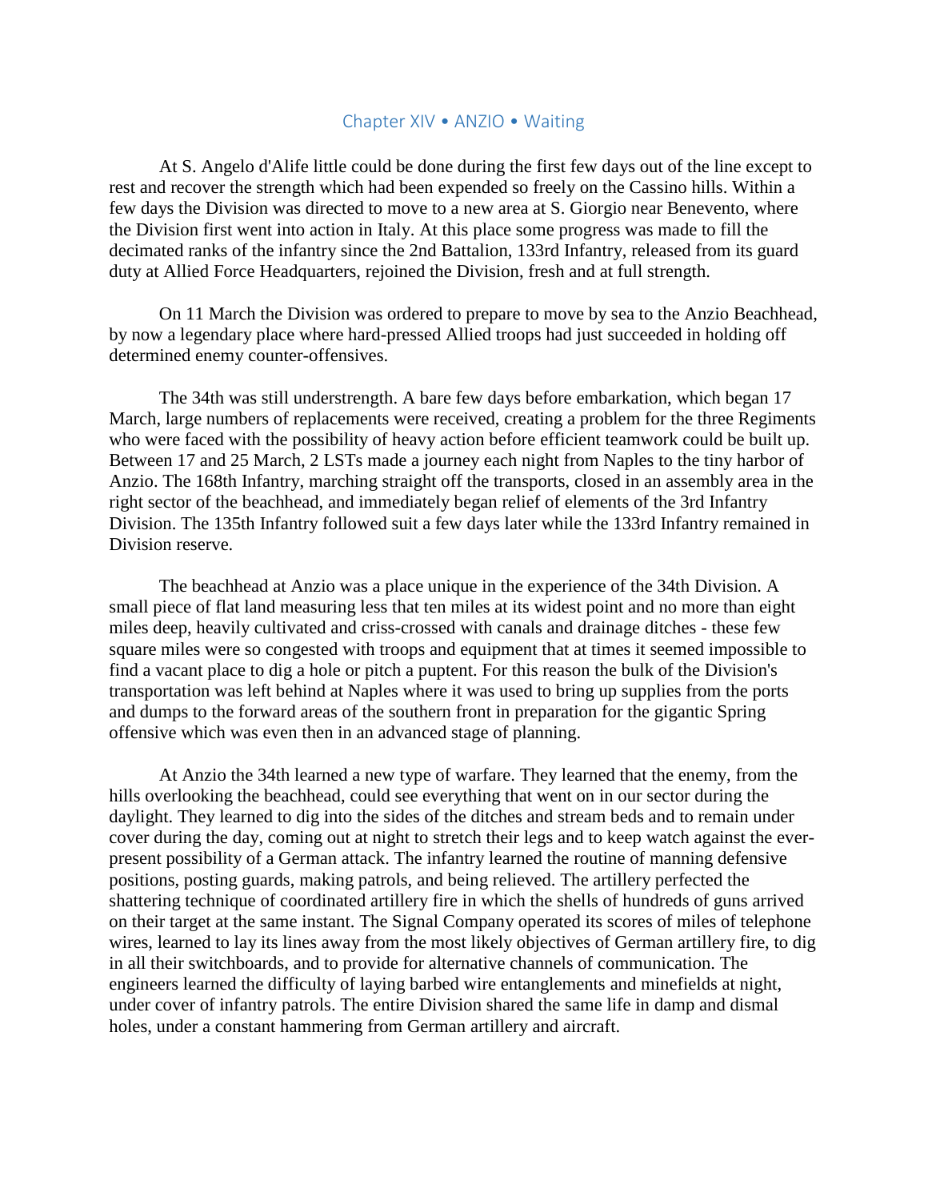## Chapter XIV • ANZIO • Waiting

At S. Angelo d'Alife little could be done during the first few days out of the line except to rest and recover the strength which had been expended so freely on the Cassino hills. Within a few days the Division was directed to move to a new area at S. Giorgio near Benevento, where the Division first went into action in Italy. At this place some progress was made to fill the decimated ranks of the infantry since the 2nd Battalion, 133rd Infantry, released from its guard duty at Allied Force Headquarters, rejoined the Division, fresh and at full strength.

On 11 March the Division was ordered to prepare to move by sea to the Anzio Beachhead, by now a legendary place where hard-pressed Allied troops had just succeeded in holding off determined enemy counter-offensives.

The 34th was still understrength. A bare few days before embarkation, which began 17 March, large numbers of replacements were received, creating a problem for the three Regiments who were faced with the possibility of heavy action before efficient teamwork could be built up. Between 17 and 25 March, 2 LSTs made a journey each night from Naples to the tiny harbor of Anzio. The 168th Infantry, marching straight off the transports, closed in an assembly area in the right sector of the beachhead, and immediately began relief of elements of the 3rd Infantry Division. The 135th Infantry followed suit a few days later while the 133rd Infantry remained in Division reserve.

The beachhead at Anzio was a place unique in the experience of the 34th Division. A small piece of flat land measuring less that ten miles at its widest point and no more than eight miles deep, heavily cultivated and criss-crossed with canals and drainage ditches - these few square miles were so congested with troops and equipment that at times it seemed impossible to find a vacant place to dig a hole or pitch a puptent. For this reason the bulk of the Division's transportation was left behind at Naples where it was used to bring up supplies from the ports and dumps to the forward areas of the southern front in preparation for the gigantic Spring offensive which was even then in an advanced stage of planning.

At Anzio the 34th learned a new type of warfare. They learned that the enemy, from the hills overlooking the beachhead, could see everything that went on in our sector during the daylight. They learned to dig into the sides of the ditches and stream beds and to remain under cover during the day, coming out at night to stretch their legs and to keep watch against the ever-present possibility of a German attack. The infantry learned the routine of manning defensive positions, posting guards, making patrols, and being relieved. The artillery perfected the shattering technique of coordinated artillery fire in which the shells of hundreds of guns arrived on their target at the same instant. The Signal Company operated its scores of miles of telephone wires, learned to lay its lines away from the most likely objectives of German artillery fire, to dig in all their switchboards, and to provide for alternative channels of communication. The engineers learned the difficulty of laying barbed wire entanglements and minefields at night, under cover of infantry patrols. The entire Division shared the same life in damp and dismal holes, under a constant hammering from German artillery and aircraft.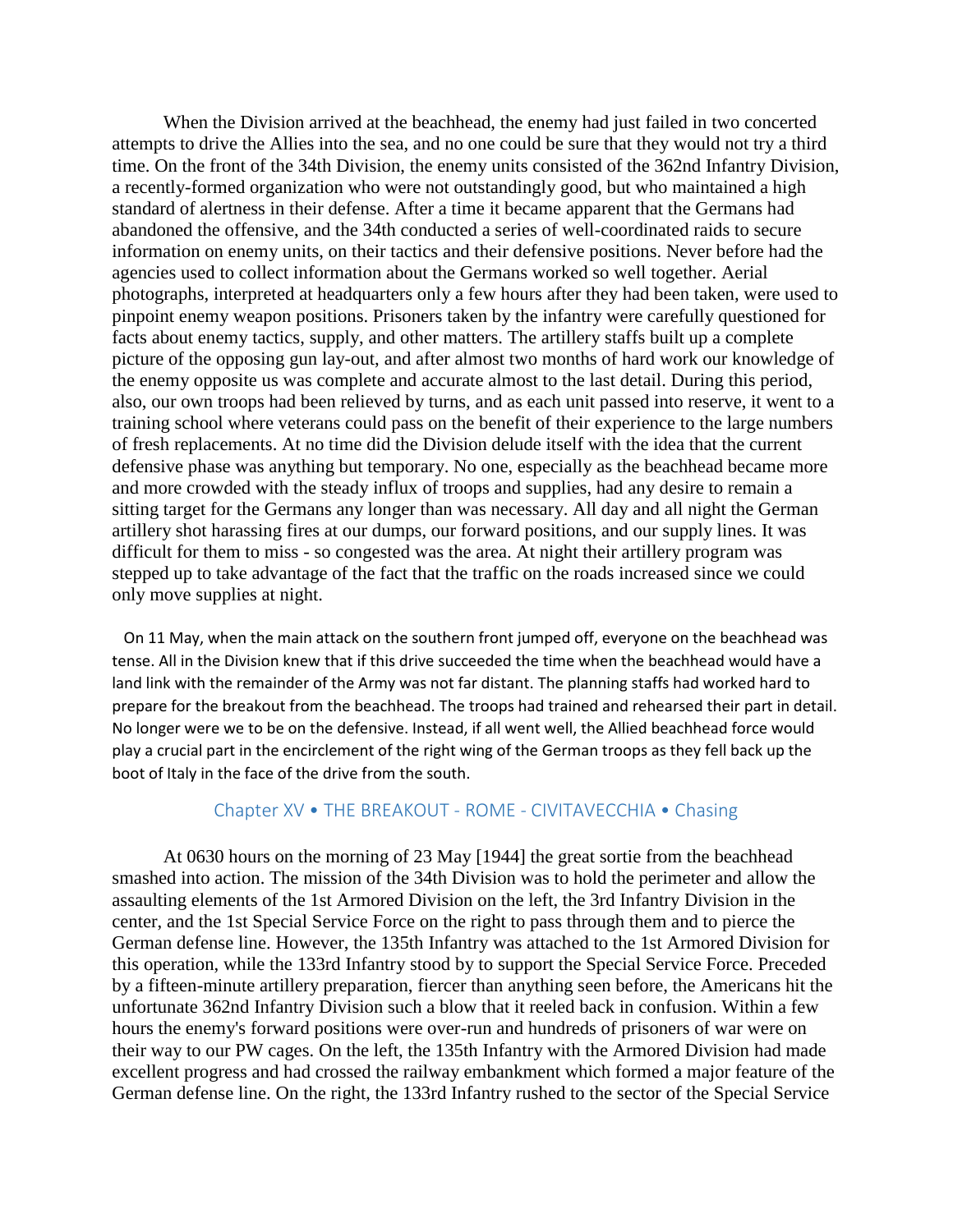When the Division arrived at the beachhead, the enemy had just failed in two concerted attempts to drive the Allies into the sea, and no one could be sure that they would not try a third time. On the front of the 34th Division, the enemy units consisted of the 362nd Infantry Division, a recently-formed organization who were not outstandingly good, but who maintained a high standard of alertness in their defense. After a time it became apparent that the Germans had abandoned the offensive, and the 34th conducted a series of well-coordinated raids to secure information on enemy units, on their tactics and their defensive positions. Never before had the agencies used to collect information about the Germans worked so well together. Aerial photographs, interpreted at headquarters only a few hours after they had been taken, were used to pinpoint enemy weapon positions. Prisoners taken by the infantry were carefully questioned for facts about enemy tactics, supply, and other matters. The artillery staffs built up a complete picture of the opposing gun lay-out, and after almost two months of hard work our knowledge of the enemy opposite us was complete and accurate almost to the last detail. During this period, also, our own troops had been relieved by turns, and as each unit passed into reserve, it went to a training school where veterans could pass on the benefit of their experience to the large numbers of fresh replacements. At no time did the Division delude itself with the idea that the current defensive phase was anything but temporary. No one, especially as the beachhead became more and more crowded with the steady influx of troops and supplies, had any desire to remain a sitting target for the Germans any longer than was necessary. All day and all night the German artillery shot harassing fires at our dumps, our forward positions, and our supply lines. It was difficult for them to miss - so congested was the area. At night their artillery program was stepped up to take advantage of the fact that the traffic on the roads increased since we could only move supplies at night.

On 11 May, when the main attack on the southern front jumped off, everyone on the beachhead was tense. All in the Division knew that if this drive succeeded the time when the beachhead would have a land link with the remainder of the Army was not far distant. The planning staffs had worked hard to prepare for the breakout from the beachhead. The troops had trained and rehearsed their part in detail. No longer were we to be on the defensive. Instead, if all went well, the Allied beachhead force would play a crucial part in the encirclement of the right wing of the German troops as they fell back up the boot of Italy in the face of the drive from the south.

## Chapter XV • THE BREAKOUT - ROME - CIVITAVECCHIA • Chasing

At 0630 hours on the morning of 23 May [1944] the great sortie from the beachhead smashed into action. The mission of the 34th Division was to hold the perimeter and allow the assaulting elements of the 1st Armored Division on the left, the 3rd Infantry Division in the center, and the 1st Special Service Force on the right to pass through them and to pierce the German defense line. However, the 135th Infantry was attached to the 1st Armored Division for this operation, while the 133rd Infantry stood by to support the Special Service Force. Preceded by a fifteen-minute artillery preparation, fiercer than anything seen before, the Americans hit the unfortunate 362nd Infantry Division such a blow that it reeled back in confusion. Within a few hours the enemy's forward positions were over-run and hundreds of prisoners of war were on their way to our PW cages. On the left, the 135th Infantry with the Armored Division had made excellent progress and had crossed the railway embankment which formed a major feature of the German defense line. On the right, the 133rd Infantry rushed to the sector of the Special Service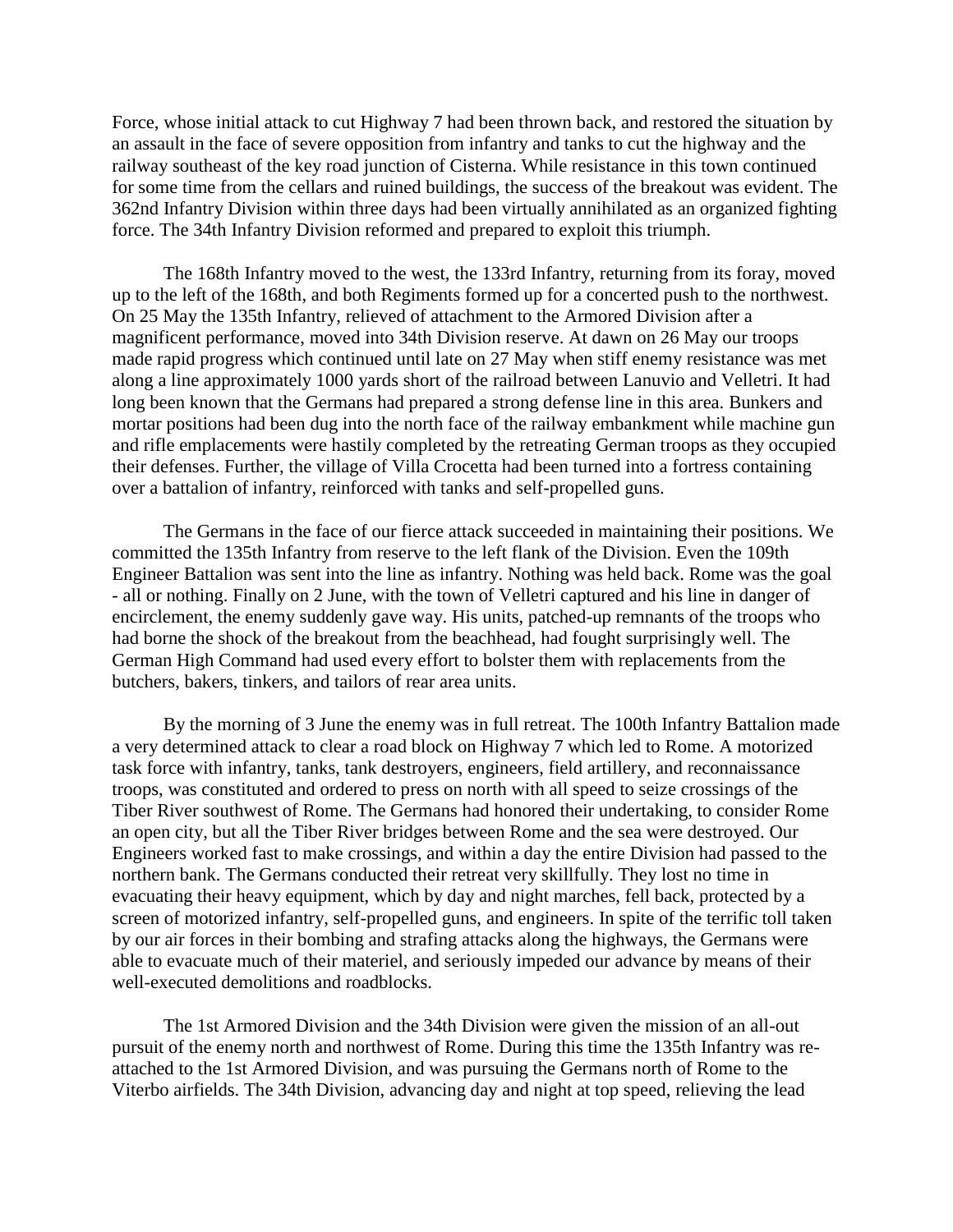Force, whose initial attack to cut Highway 7 had been thrown back, and restored the situation by an assault in the face of severe opposition from infantry and tanks to cut the highway and the railway southeast of the key road junction of Cisterna. While resistance in this town continued for some time from the cellars and ruined buildings, the success of the breakout was evident. The 362nd Infantry Division within three days had been virtually annihilated as an organized fighting force. The 34th Infantry Division reformed and prepared to exploit this triumph.

The 168th Infantry moved to the west, the 133rd Infantry, returning from its foray, moved up to the left of the 168th, and both Regiments formed up for a concerted push to the northwest. On 25 May the 135th Infantry, relieved of attachment to the Armored Division after a magnificent performance, moved into 34th Division reserve. At dawn on 26 May our troops made rapid progress which continued until late on 27 May when stiff enemy resistance was met along a line approximately 1000 yards short of the railroad between Lanuvio and Velletri. It had long been known that the Germans had prepared a strong defense line in this area. Bunkers and mortar positions had been dug into the north face of the railway embankment while machine gun and rifle emplacements were hastily completed by the retreating German troops as they occupied their defenses. Further, the village of Villa Crocetta had been turned into a fortress containing over a battalion of infantry, reinforced with tanks and self-propelled guns.

The Germans in the face of our fierce attack succeeded in maintaining their positions. We committed the 135th Infantry from reserve to the left flank of the Division. Even the 109th Engineer Battalion was sent into the line as infantry. Nothing was held back. Rome was the goal - all or nothing. Finally on 2 June, with the town of Velletri captured and his line in danger of encirclement, the enemy suddenly gave way. His units, patched-up remnants of the troops who had borne the shock of the breakout from the beachhead, had fought surprisingly well. The German High Command had used every effort to bolster them with replacements from the butchers, bakers, tinkers, and tailors of rear area units.

By the morning of 3 June the enemy was in full retreat. The 100th Infantry Battalion made a very determined attack to clear a road block on Highway 7 which led to Rome. A motorized task force with infantry, tanks, tank destroyers, engineers, field artillery, and reconnaissance troops, was constituted and ordered to press on north with all speed to seize crossings of the Tiber River southwest of Rome. The Germans had honored their undertaking, to consider Rome an open city, but all the Tiber River bridges between Rome and the sea were destroyed. Our Engineers worked fast to make crossings, and within a day the entire Division had passed to the northern bank. The Germans conducted their retreat very skillfully. They lost no time in evacuating their heavy equipment, which by day and night marches, fell back, protected by a screen of motorized infantry, self-propelled guns, and engineers. In spite of the terrific toll taken by our air forces in their bombing and strafing attacks along the highways, the Germans were able to evacuate much of their materiel, and seriously impeded our advance by means of their well-executed demolitions and roadblocks.

The 1st Armored Division and the 34th Division were given the mission of an all-out pursuit of the enemy north and northwest of Rome. During this time the 135th Infantry was re-attached to the 1st Armored Division, and was pursuing the Germans north of Rome to the Viterbo airfields. The 34th Division, advancing day and night at top speed, relieving the lead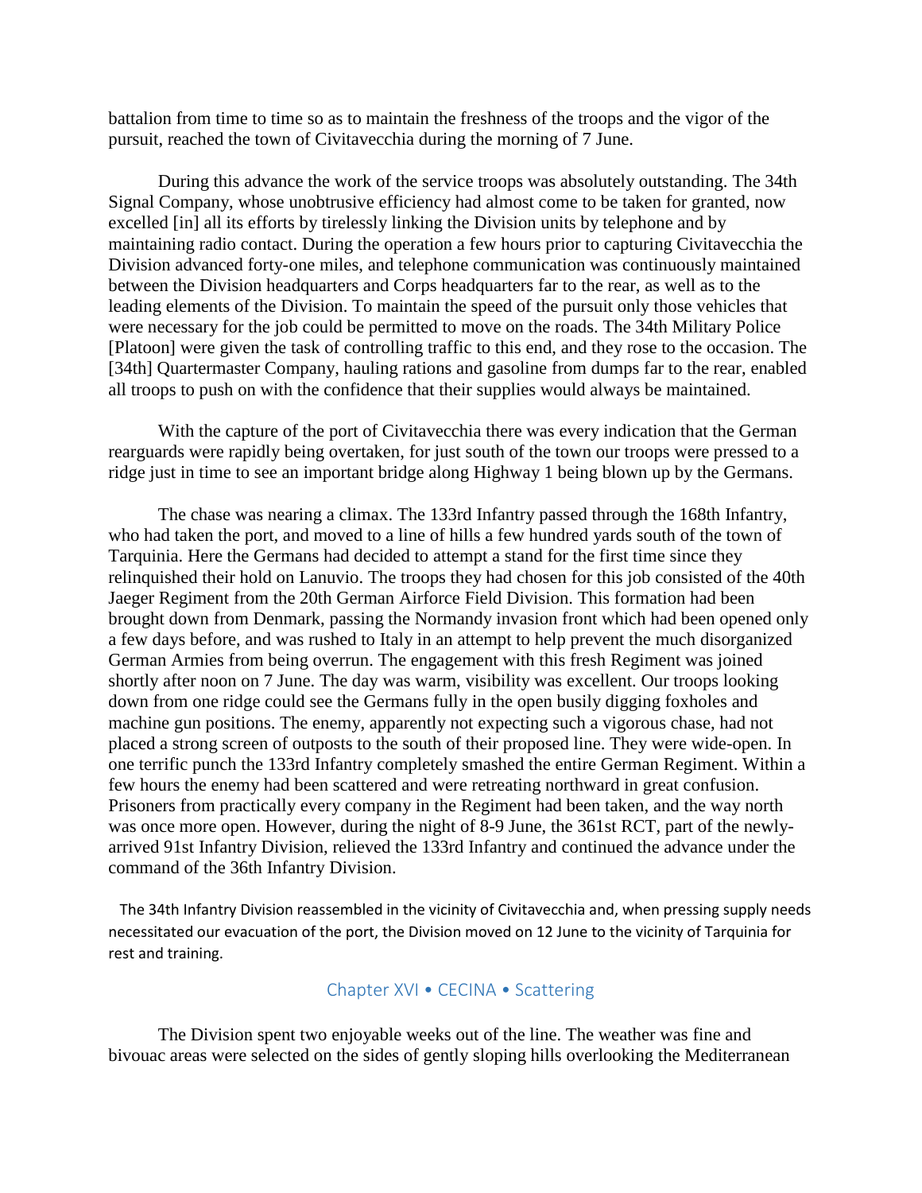battalion from time to time so as to maintain the freshness of the troops and the vigor of the pursuit, reached the town of Civitavecchia during the morning of 7 June.

During this advance the work of the service troops was absolutely outstanding. The 34th Signal Company, whose unobtrusive efficiency had almost come to be taken for granted, now excelled [in] all its efforts by tirelessly linking the Division units by telephone and by maintaining radio contact. During the operation a few hours prior to capturing Civitavecchia the Division advanced forty-one miles, and telephone communication was continuously maintained between the Division headquarters and Corps headquarters far to the rear, as well as to the leading elements of the Division. To maintain the speed of the pursuit only those vehicles that were necessary for the job could be permitted to move on the roads. The 34th Military Police [Platoon] were given the task of controlling traffic to this end, and they rose to the occasion. The [34th] Quartermaster Company, hauling rations and gasoline from dumps far to the rear, enabled all troops to push on with the confidence that their supplies would always be maintained.

With the capture of the port of Civitavecchia there was every indication that the German rearguards were rapidly being overtaken, for just south of the town our troops were pressed to a ridge just in time to see an important bridge along Highway 1 being blown up by the Germans.

The chase was nearing a climax. The 133rd Infantry passed through the 168th Infantry, who had taken the port, and moved to a line of hills a few hundred yards south of the town of Tarquinia. Here the Germans had decided to attempt a stand for the first time since they relinquished their hold on Lanuvio. The troops they had chosen for this job consisted of the 40th Jaeger Regiment from the 20th German Airforce Field Division. This formation had been brought down from Denmark, passing the Normandy invasion front which had been opened only a few days before, and was rushed to Italy in an attempt to help prevent the much disorganized German Armies from being overrun. The engagement with this fresh Regiment was joined shortly after noon on 7 June. The day was warm, visibility was excellent. Our troops looking down from one ridge could see the Germans fully in the open busily digging foxholes and machine gun positions. The enemy, apparently not expecting such a vigorous chase, had not placed a strong screen of outposts to the south of their proposed line. They were wide-open. In one terrific punch the 133rd Infantry completely smashed the entire German Regiment. Within a few hours the enemy had been scattered and were retreating northward in great confusion. Prisoners from practically every company in the Regiment had been taken, and the way north was once more open. However, during the night of 8-9 June, the 361st RCT, part of the newly-arrived 91st Infantry Division, relieved the 133rd Infantry and continued the advance under the command of the 36th Infantry Division.

The 34th Infantry Division reassembled in the vicinity of Civitavecchia and, when pressing supply needs necessitated our evacuation of the port, the Division moved on 12 June to the vicinity of Tarquinia for rest and training.

## Chapter XVI • CECINA • Scattering

The Division spent two enjoyable weeks out of the line. The weather was fine and bivouac areas were selected on the sides of gently sloping hills overlooking the Mediterranean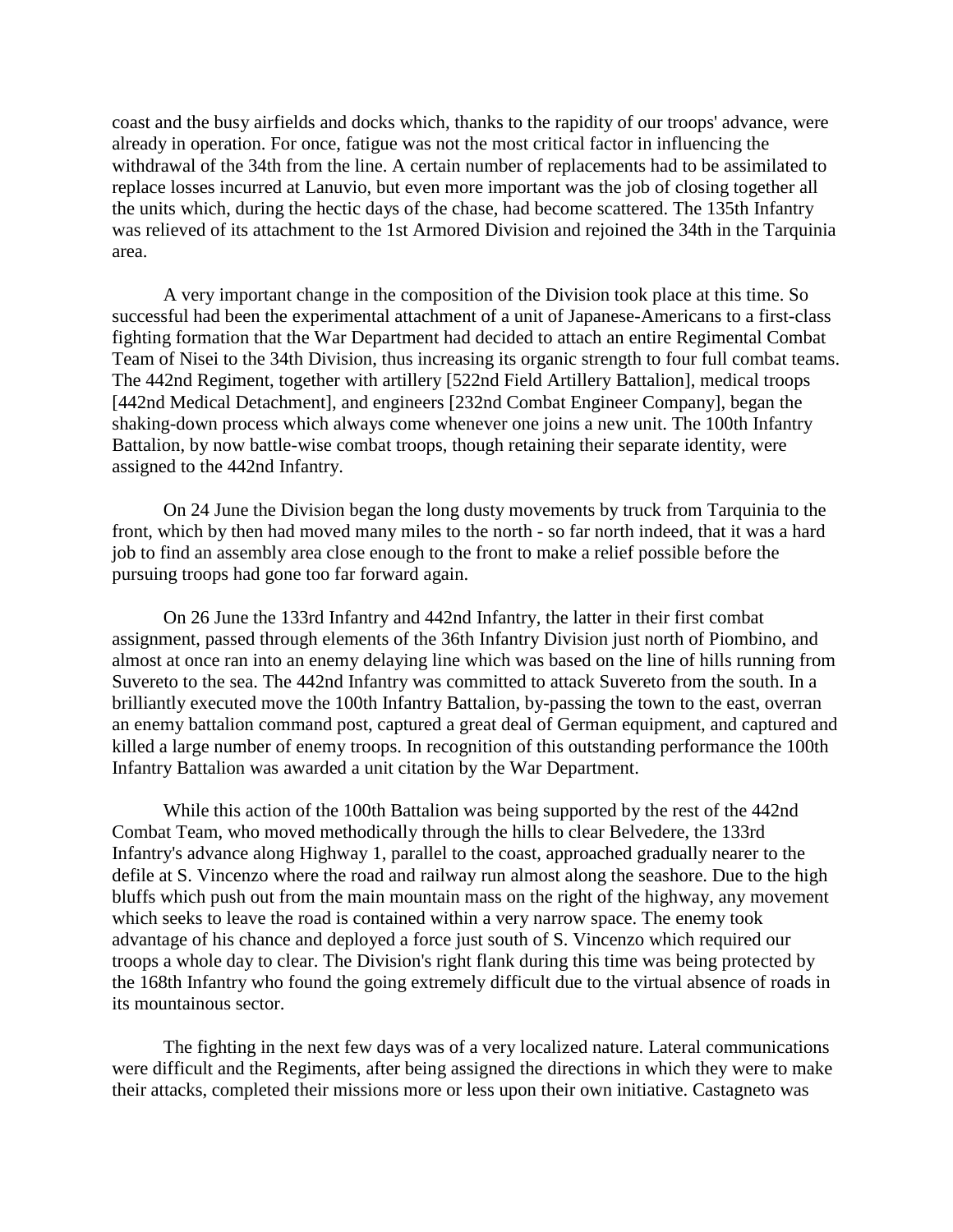coast and the busy airfields and docks which, thanks to the rapidity of our troops' advance, were already in operation. For once, fatigue was not the most critical factor in influencing the withdrawal of the 34th from the line. A certain number of replacements had to be assimilated to replace losses incurred at Lanuvio, but even more important was the job of closing together all the units which, during the hectic days of the chase, had become scattered. The 135th Infantry was relieved of its attachment to the 1st Armored Division and rejoined the 34th in the Tarquinia area.

A very important change in the composition of the Division took place at this time. So successful had been the experimental attachment of a unit of Japanese-Americans to a first-class fighting formation that the War Department had decided to attach an entire Regimental Combat Team of Nisei to the 34th Division, thus increasing its organic strength to four full combat teams. The 442nd Regiment, together with artillery [522nd Field Artillery Battalion], medical troops [442nd Medical Detachment], and engineers [232nd Combat Engineer Company], began the shaking-down process which always come whenever one joins a new unit. The 100th Infantry Battalion, by now battle-wise combat troops, though retaining their separate identity, were assigned to the 442nd Infantry.

On 24 June the Division began the long dusty movements by truck from Tarquinia to the front, which by then had moved many miles to the north - so far north indeed, that it was a hard job to find an assembly area close enough to the front to make a relief possible before the pursuing troops had gone too far forward again.

On 26 June the 133rd Infantry and 442nd Infantry, the latter in their first combat assignment, passed through elements of the 36th Infantry Division just north of Piombino, and almost at once ran into an enemy delaying line which was based on the line of hills running from Suvereto to the sea. The 442nd Infantry was committed to attack Suvereto from the south. In a brilliantly executed move the 100th Infantry Battalion, by-passing the town to the east, overran an enemy battalion command post, captured a great deal of German equipment, and captured and killed a large number of enemy troops. In recognition of this outstanding performance the 100th Infantry Battalion was awarded a unit citation by the War Department.

While this action of the 100th Battalion was being supported by the rest of the 442nd Combat Team, who moved methodically through the hills to clear Belvedere, the 133rd Infantry's advance along Highway 1, parallel to the coast, approached gradually nearer to the defile at S. Vincenzo where the road and railway run almost along the seashore. Due to the high bluffs which push out from the main mountain mass on the right of the highway, any movement which seeks to leave the road is contained within a very narrow space. The enemy took advantage of his chance and deployed a force just south of S. Vincenzo which required our troops a whole day to clear. The Division's right flank during this time was being protected by the 168th Infantry who found the going extremely difficult due to the virtual absence of roads in its mountainous sector.

The fighting in the next few days was of a very localized nature. Lateral communications were difficult and the Regiments, after being assigned the directions in which they were to make their attacks, completed their missions more or less upon their own initiative. Castagneto was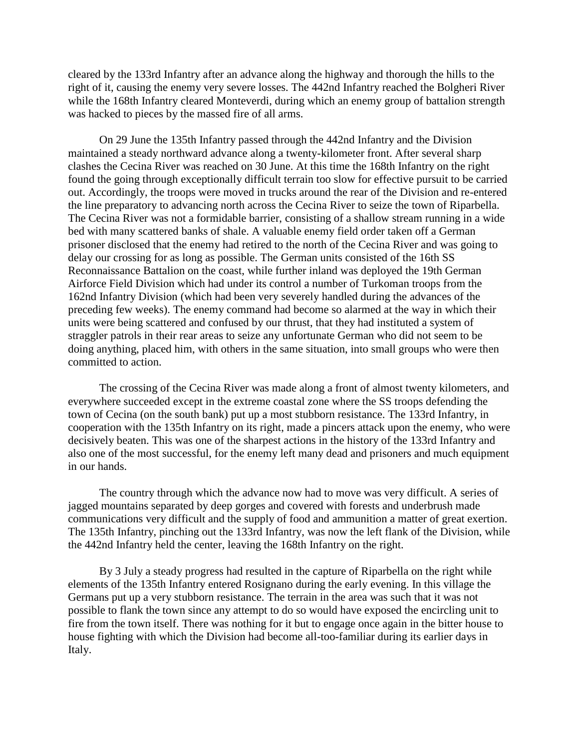cleared by the 133rd Infantry after an advance along the highway and thorough the hills to the right of it, causing the enemy very severe losses. The 442nd Infantry reached the Bolgheri River while the 168th Infantry cleared Monteverdi, during which an enemy group of battalion strength was hacked to pieces by the massed fire of all arms.

On 29 June the 135th Infantry passed through the 442nd Infantry and the Division maintained a steady northward advance along a twenty-kilometer front. After several sharp clashes the Cecina River was reached on 30 June. At this time the 168th Infantry on the right found the going through exceptionally difficult terrain too slow for effective pursuit to be carried out. Accordingly, the troops were moved in trucks around the rear of the Division and re-entered the line preparatory to advancing north across the Cecina River to seize the town of Riparbella. The Cecina River was not a formidable barrier, consisting of a shallow stream running in a wide bed with many scattered banks of shale. A valuable enemy field order taken off a German prisoner disclosed that the enemy had retired to the north of the Cecina River and was going to delay our crossing for as long as possible. The German units consisted of the 16th SS Reconnaissance Battalion on the coast, while further inland was deployed the 19th German Airforce Field Division which had under its control a number of Turkoman troops from the 162nd Infantry Division (which had been very severely handled during the advances of the preceding few weeks). The enemy command had become so alarmed at the way in which their units were being scattered and confused by our thrust, that they had instituted a system of straggler patrols in their rear areas to seize any unfortunate German who did not seem to be doing anything, placed him, with others in the same situation, into small groups who were then committed to action.

The crossing of the Cecina River was made along a front of almost twenty kilometers, and everywhere succeeded except in the extreme coastal zone where the SS troops defending the town of Cecina (on the south bank) put up a most stubborn resistance. The 133rd Infantry, in cooperation with the 135th Infantry on its right, made a pincers attack upon the enemy, who were decisively beaten. This was one of the sharpest actions in the history of the 133rd Infantry and also one of the most successful, for the enemy left many dead and prisoners and much equipment in our hands.

The country through which the advance now had to move was very difficult. A series of jagged mountains separated by deep gorges and covered with forests and underbrush made communications very difficult and the supply of food and ammunition a matter of great exertion. The 135th Infantry, pinching out the 133rd Infantry, was now the left flank of the Division, while the 442nd Infantry held the center, leaving the 168th Infantry on the right.

By 3 July a steady progress had resulted in the capture of Riparbella on the right while elements of the 135th Infantry entered Rosignano during the early evening. In this village the Germans put up a very stubborn resistance. The terrain in the area was such that it was not possible to flank the town since any attempt to do so would have exposed the encircling unit to fire from the town itself. There was nothing for it but to engage once again in the bitter house to house fighting with which the Division had become all-too-familiar during its earlier days in Italy.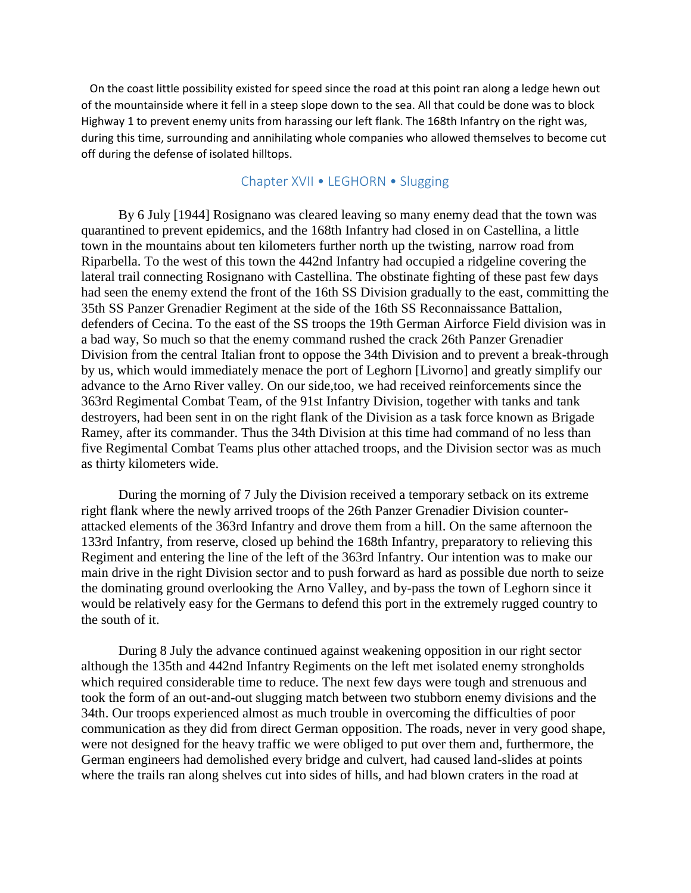On the coast little possibility existed for speed since the road at this point ran along a ledge hewn out of the mountainside where it fell in a steep slope down to the sea. All that could be done was to block Highway 1 to prevent enemy units from harassing our left flank. The 168th Infantry on the right was, during this time, surrounding and annihilating whole companies who allowed themselves to become cut off during the defense of isolated hilltops.

## Chapter XVII • LEGHORN • Slugging

By 6 July [1944] Rosignano was cleared leaving so many enemy dead that the town was quarantined to prevent epidemics, and the 168th Infantry had closed in on Castellina, a little town in the mountains about ten kilometers further north up the twisting, narrow road from Riparbella. To the west of this town the 442nd Infantry had occupied a ridgeline covering the lateral trail connecting Rosignano with Castellina. The obstinate fighting of these past few days had seen the enemy extend the front of the 16th SS Division gradually to the east, committing the 35th SS Panzer Grenadier Regiment at the side of the 16th SS Reconnaissance Battalion, defenders of Cecina. To the east of the SS troops the 19th German Airforce Field division was in a bad way, So much so that the enemy command rushed the crack 26th Panzer Grenadier Division from the central Italian front to oppose the 34th Division and to prevent a break-through by us, which would immediately menace the port of Leghorn [Livorno] and greatly simplify our advance to the Arno River valley. On our side,too, we had received reinforcements since the 363rd Regimental Combat Team, of the 91st Infantry Division, together with tanks and tank destroyers, had been sent in on the right flank of the Division as a task force known as Brigade Ramey, after its commander. Thus the 34th Division at this time had command of no less than five Regimental Combat Teams plus other attached troops, and the Division sector was as much as thirty kilometers wide.

During the morning of 7 July the Division received a temporary setback on its extreme right flank where the newly arrived troops of the 26th Panzer Grenadier Division counter-attacked elements of the 363rd Infantry and drove them from a hill. On the same afternoon the 133rd Infantry, from reserve, closed up behind the 168th Infantry, preparatory to relieving this Regiment and entering the line of the left of the 363rd Infantry. Our intention was to make our main drive in the right Division sector and to push forward as hard as possible due north to seize the dominating ground overlooking the Arno Valley, and by-pass the town of Leghorn since it would be relatively easy for the Germans to defend this port in the extremely rugged country to the south of it.

During 8 July the advance continued against weakening opposition in our right sector although the 135th and 442nd Infantry Regiments on the left met isolated enemy strongholds which required considerable time to reduce. The next few days were tough and strenuous and took the form of an out-and-out slugging match between two stubborn enemy divisions and the 34th. Our troops experienced almost as much trouble in overcoming the difficulties of poor communication as they did from direct German opposition. The roads, never in very good shape, were not designed for the heavy traffic we were obliged to put over them and, furthermore, the German engineers had demolished every bridge and culvert, had caused land-slides at points where the trails ran along shelves cut into sides of hills, and had blown craters in the road at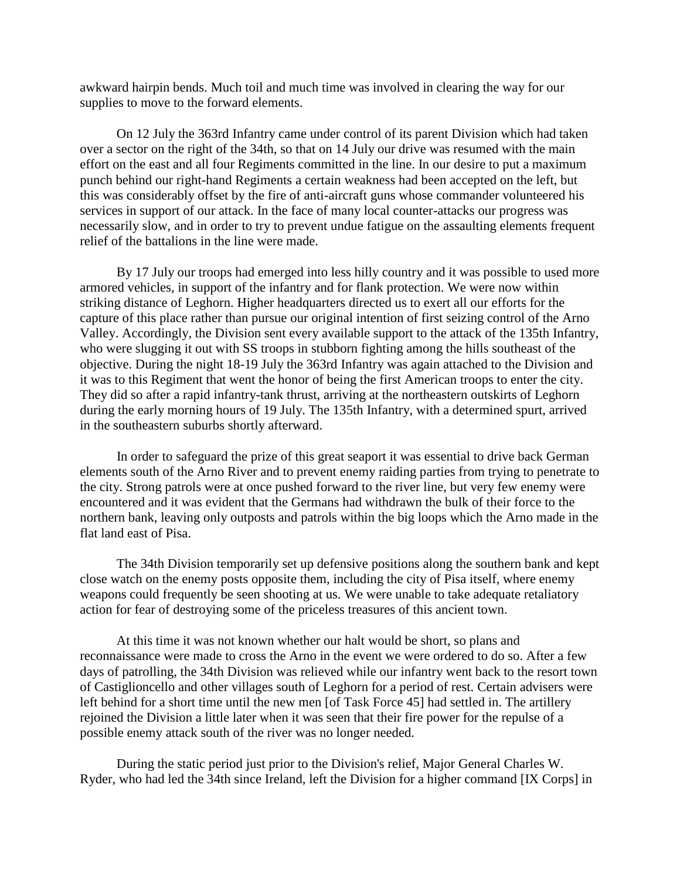awkward hairpin bends. Much toil and much time was involved in clearing the way for our supplies to move to the forward elements.

On 12 July the 363rd Infantry came under control of its parent Division which had taken over a sector on the right of the 34th, so that on 14 July our drive was resumed with the main effort on the east and all four Regiments committed in the line. In our desire to put a maximum punch behind our right-hand Regiments a certain weakness had been accepted on the left, but this was considerably offset by the fire of anti-aircraft guns whose commander volunteered his services in support of our attack. In the face of many local counter-attacks our progress was necessarily slow, and in order to try to prevent undue fatigue on the assaulting elements frequent relief of the battalions in the line were made.

By 17 July our troops had emerged into less hilly country and it was possible to used more armored vehicles, in support of the infantry and for flank protection. We were now within striking distance of Leghorn. Higher headquarters directed us to exert all our efforts for the capture of this place rather than pursue our original intention of first seizing control of the Arno Valley. Accordingly, the Division sent every available support to the attack of the 135th Infantry, who were slugging it out with SS troops in stubborn fighting among the hills southeast of the objective. During the night 18-19 July the 363rd Infantry was again attached to the Division and it was to this Regiment that went the honor of being the first American troops to enter the city. They did so after a rapid infantry-tank thrust, arriving at the northeastern outskirts of Leghorn during the early morning hours of 19 July. The 135th Infantry, with a determined spurt, arrived in the southeastern suburbs shortly afterward.

In order to safeguard the prize of this great seaport it was essential to drive back German elements south of the Arno River and to prevent enemy raiding parties from trying to penetrate to the city. Strong patrols were at once pushed forward to the river line, but very few enemy were encountered and it was evident that the Germans had withdrawn the bulk of their force to the northern bank, leaving only outposts and patrols within the big loops which the Arno made in the flat land east of Pisa.

The 34th Division temporarily set up defensive positions along the southern bank and kept close watch on the enemy posts opposite them, including the city of Pisa itself, where enemy weapons could frequently be seen shooting at us. We were unable to take adequate retaliatory action for fear of destroying some of the priceless treasures of this ancient town.

At this time it was not known whether our halt would be short, so plans and reconnaissance were made to cross the Arno in the event we were ordered to do so. After a few days of patrolling, the 34th Division was relieved while our infantry went back to the resort town of Castiglioncello and other villages south of Leghorn for a period of rest. Certain advisers were left behind for a short time until the new men [of Task Force 45] had settled in. The artillery rejoined the Division a little later when it was seen that their fire power for the repulse of a possible enemy attack south of the river was no longer needed.

During the static period just prior to the Division's relief, Major General Charles W. Ryder, who had led the 34th since Ireland, left the Division for a higher command [IX Corps] in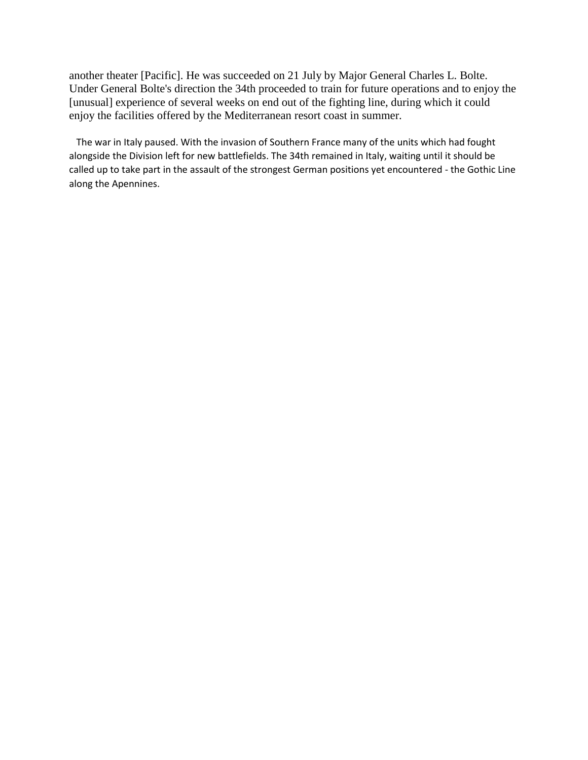another theater [Pacific]. He was succeeded on 21 July by Major General Charles L. Bolte. Under General Bolte's direction the 34th proceeded to train for future operations and to enjoy the [unusual] experience of several weeks on end out of the fighting line, during which it could enjoy the facilities offered by the Mediterranean resort coast in summer.

The war in Italy paused. With the invasion of Southern France many of the units which had fought alongside the Division left for new battlefields. The 34th remained in Italy, waiting until it should be called up to take part in the assault of the strongest German positions yet encountered - the Gothic Line along the Apennines.